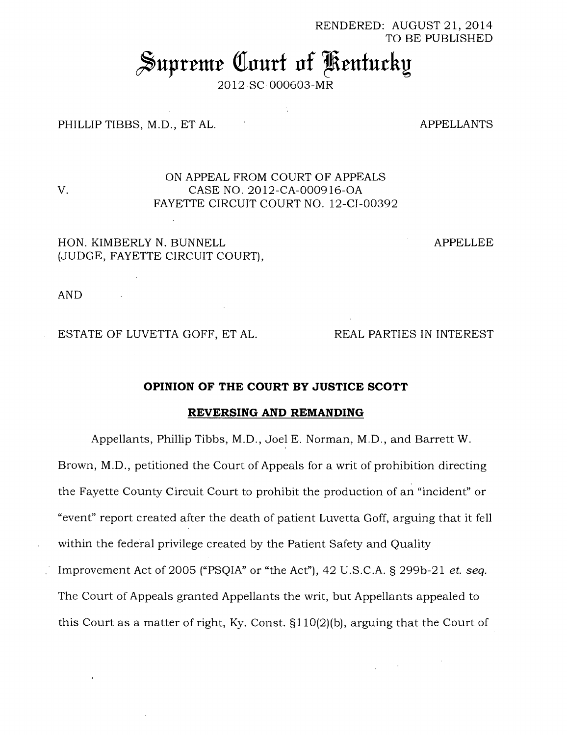RENDERED: AUGUST 21, 2014
TO BE PUBLISHED

# Supreme Court of Kentucky

2012-SC-000603-MR

PHILLIP TIBBS, M.D., ET AL. APPELLANTS

V.

ON APPEAL FROM COURT OF APPEALS
CASE NO. 2012-CA-000916-OA
FAYETTE CIRCUIT COURT NO. 12-CI-00392

HON. KIMBERLY N. BUNNELL
(JUDGE, FAYETTE CIRCUIT COURT), APPELLEE

AND

ESTATE OF LUVETTA GOFF, ET AL. REAL PARTIES IN INTEREST

**OPINION OF THE COURT BY JUSTICE SCOTT**

**REVERSING AND REMANDING**

Appellants, Phillip Tibbs, M.D., Joel E. Norman, M.D., and Barrett W. Brown, M.D., petitioned the Court of Appeals for a writ of prohibition directing the Fayette County Circuit Court to prohibit the production of an "incident" or "event" report created after the death of patient Luvetta Goff, arguing that it fell within the federal privilege created by the Patient Safety and Quality Improvement Act of 2005 ("PSQIA" or "the Act"), 42 U.S.C.A. § 299b-21 *et. seq.* The Court of Appeals granted Appellants the writ, but Appellants appealed to this Court as a matter of right, Ky. Const. §110(2)(b), arguing that the Court of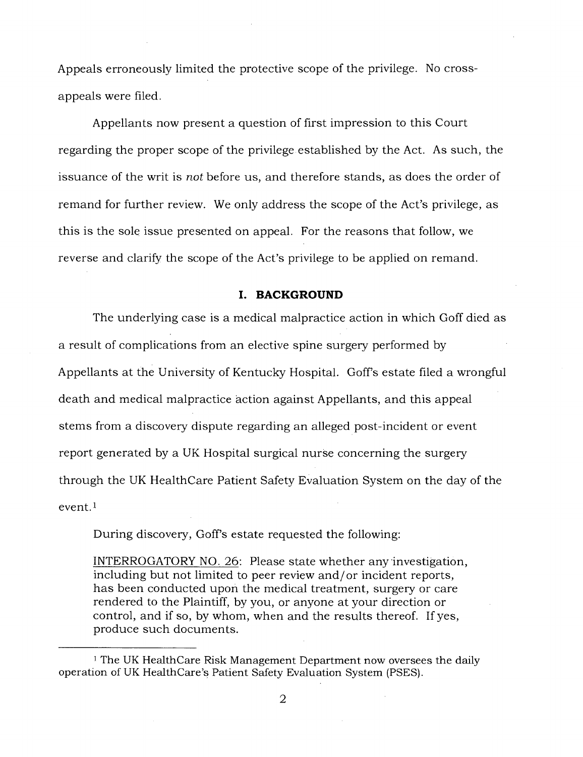Appeals erroneously limited the protective scope of the privilege. No cross-appeals were filed.

Appellants now present a question of first impression to this Court regarding the proper scope of the privilege established by the Act. As such, the issuance of the writ is *not* before us, and therefore stands, as does the order of remand for further review. We only address the scope of the Act's privilege, as this is the sole issue presented on appeal. For the reasons that follow, we reverse and clarify the scope of the Act's privilege to be applied on remand.

## I. BACKGROUND

The underlying case is a medical malpractice action in which Goff died as a result of complications from an elective spine surgery performed by Appellants at the University of Kentucky Hospital. Goff's estate filed a wrongful death and medical malpractice action against Appellants, and this appeal stems from a discovery dispute regarding an alleged post-incident or event report generated by a UK Hospital surgical nurse concerning the surgery through the UK HealthCare Patient Safety Evaluation System on the day of the event.[1]

During discovery, Goff's estate requested the following:

> <u>INTERROGATORY NO. 26</u>: Please state whether any investigation, including but not limited to peer review and/or incident reports, has been conducted upon the medical treatment, surgery or care rendered to the Plaintiff, by you, or anyone at your direction or control, and if so, by whom, when and the results thereof. If yes, produce such documents.

---

[1] The UK HealthCare Risk Management Department now oversees the daily operation of UK HealthCare's Patient Safety Evaluation System (PSES).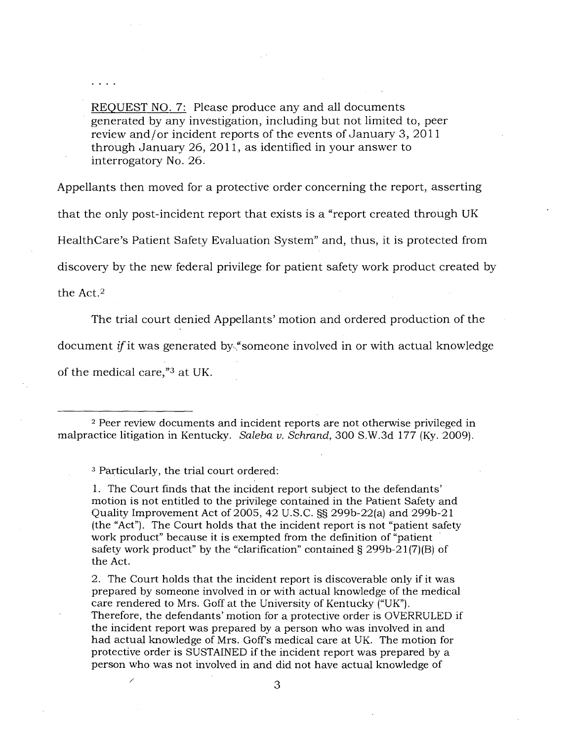. . . .

REQUEST NO. 7: Please produce any and all documents generated by any investigation, including but not limited to, peer review and/or incident reports of the events of January 3, 2011 through January 26, 2011, as identified in your answer to interrogatory No. 26.

Appellants then moved for a protective order concerning the report, asserting that the only post-incident report that exists is a "report created through UK HealthCare's Patient Safety Evaluation System" and, thus, it is protected from discovery by the new federal privilege for patient safety work product created by the Act.[2]

The trial court denied Appellants' motion and ordered production of the document *if* it was generated by "someone involved in or with actual knowledge of the medical care,"[3] at UK.

---

[2] Peer review documents and incident reports are not otherwise privileged in malpractice litigation in Kentucky. *Saleba v. Schrand*, 300 S.W.3d 177 (Ky. 2009).

[3] Particularly, the trial court ordered:

> 1. The Court finds that the incident report subject to the defendants' motion is not entitled to the privilege contained in the Patient Safety and Quality Improvement Act of 2005, 42 U.S.C. §§ 299b-22(a) and 299b-21 (the "Act"). The Court holds that the incident report is not "patient safety work product" because it is exempted from the definition of "patient safety work product" by the "clarification" contained § 299b-21(7)(B) of the Act.
>
> 2. The Court holds that the incident report is discoverable only if it was prepared by someone involved in or with actual knowledge of the medical care rendered to Mrs. Goff at the University of Kentucky ("UK"). Therefore, the defendants' motion for a protective order is OVERRULED if the incident report was prepared by a person who was involved in and had actual knowledge of Mrs. Goff's medical care at UK. The motion for protective order is SUSTAINED if the incident report was prepared by a person who was not involved in and did not have actual knowledge of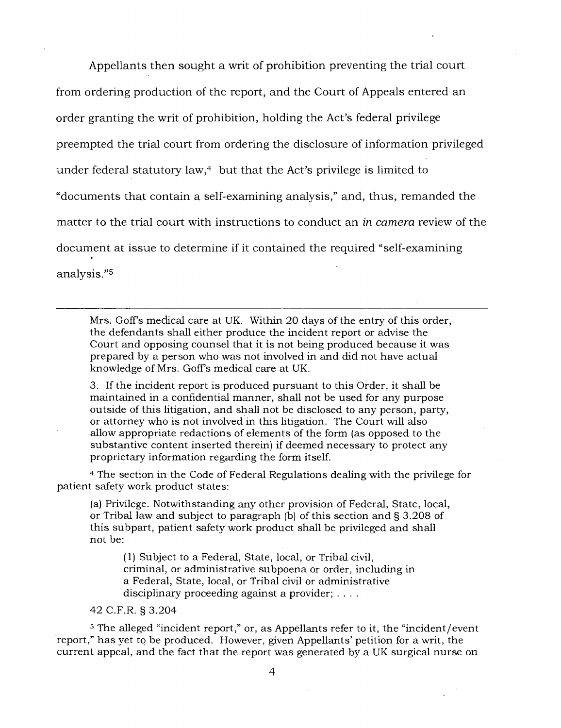Appellants then sought a writ of prohibition preventing the trial court from ordering production of the report, and the Court of Appeals entered an order granting the writ of prohibition, holding the Act's federal privilege preempted the trial court from ordering the disclosure of information privileged under federal statutory law,[4] but that the Act's privilege is limited to "documents that contain a self-examining analysis," and, thus, remanded the matter to the trial court with instructions to conduct an *in camera* review of the document at issue to determine if it contained the required "self-examining analysis."[5]

---

> Mrs. Goff's medical care at UK. Within 20 days of the entry of this order, the defendants shall either produce the incident report or advise the Court and opposing counsel that it is not being produced because it was prepared by a person who was not involved in and did not have actual knowledge of Mrs. Goff's medical care at UK.
>
> 3. If the incident report is produced pursuant to this Order, it shall be maintained in a confidential manner, shall not be used for any purpose outside of this litigation, and shall not be disclosed to any person, party, or attorney who is not involved in this litigation. The Court will also allow appropriate redactions of elements of the form (as opposed to the substantive content inserted therein) if deemed necessary to protect any proprietary information regarding the form itself.

[4] The section in the Code of Federal Regulations dealing with the privilege for patient safety work product states:

> (a) Privilege. Notwithstanding any other provision of Federal, State, local, or Tribal law and subject to paragraph (b) of this section and § 3.208 of this subpart, patient safety work product shall be privileged and shall not be:
>
> > (1) Subject to a Federal, State, local, or Tribal civil, criminal, or administrative subpoena or order, including in a Federal, State, local, or Tribal civil or administrative disciplinary proceeding against a provider; . . . .
>
> 42 C.F.R. § 3.204

[5] The alleged "incident report," or, as Appellants refer to it, the "incident/event report," has yet to be produced. However, given Appellants' petition for a writ, the current appeal, and the fact that the report was generated by a UK surgical nurse on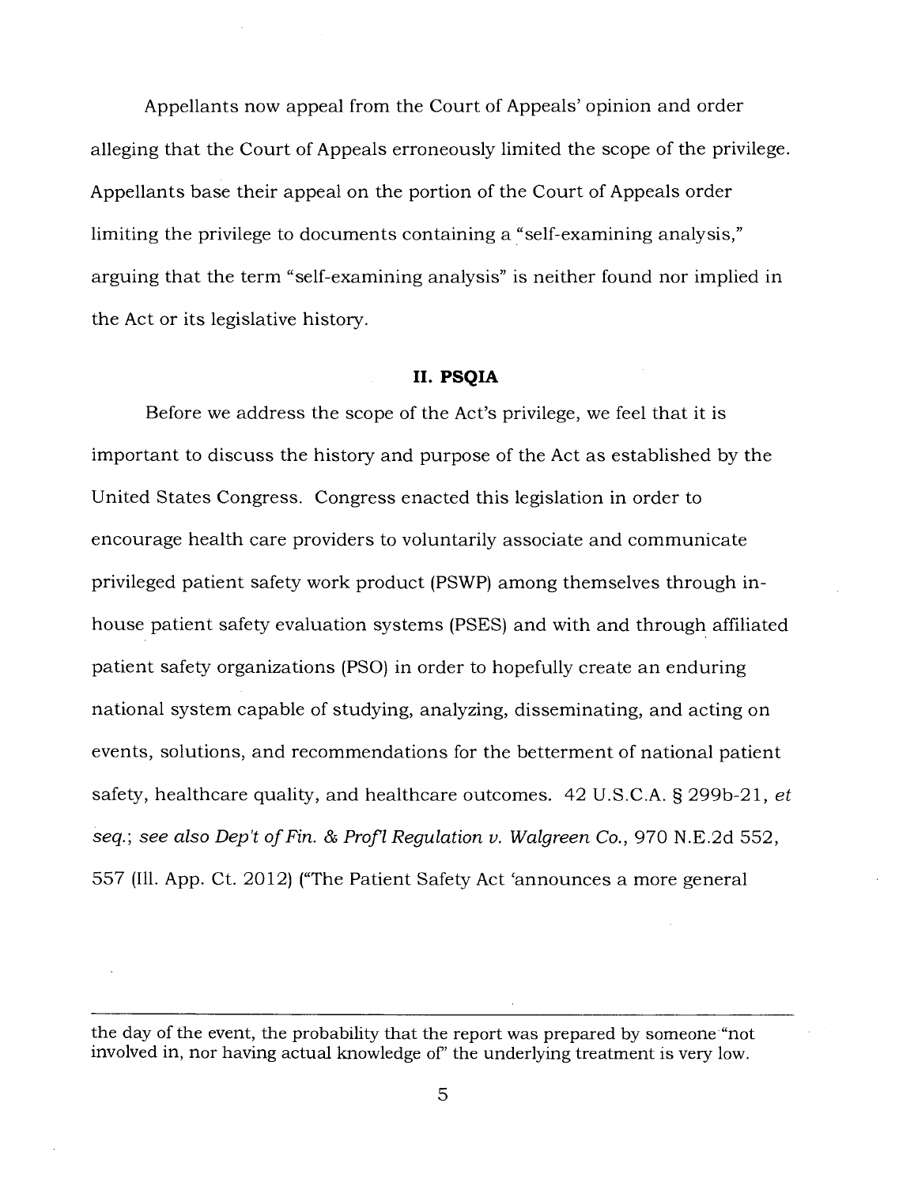Appellants now appeal from the Court of Appeals' opinion and order alleging that the Court of Appeals erroneously limited the scope of the privilege. Appellants base their appeal on the portion of the Court of Appeals order limiting the privilege to documents containing a "self-examining analysis," arguing that the term "self-examining analysis" is neither found nor implied in the Act or its legislative history.

## II. PSQIA

Before we address the scope of the Act's privilege, we feel that it is important to discuss the history and purpose of the Act as established by the United States Congress. Congress enacted this legislation in order to encourage health care providers to voluntarily associate and communicate privileged patient safety work product (PSWP) among themselves through in-house patient safety evaluation systems (PSES) and with and through affiliated patient safety organizations (PSO) in order to hopefully create an enduring national system capable of studying, analyzing, disseminating, and acting on events, solutions, and recommendations for the betterment of national patient safety, healthcare quality, and healthcare outcomes. 42 U.S.C.A. § 299b-21, *et seq.*; *see also Dep't of Fin. & Prof'l Regulation v. Walgreen Co.*, 970 N.E.2d 552, 557 (Ill. App. Ct. 2012) ("The Patient Safety Act 'announces a more general

---

the day of the event, the probability that the report was prepared by someone "not involved in, nor having actual knowledge of" the underlying treatment is very low.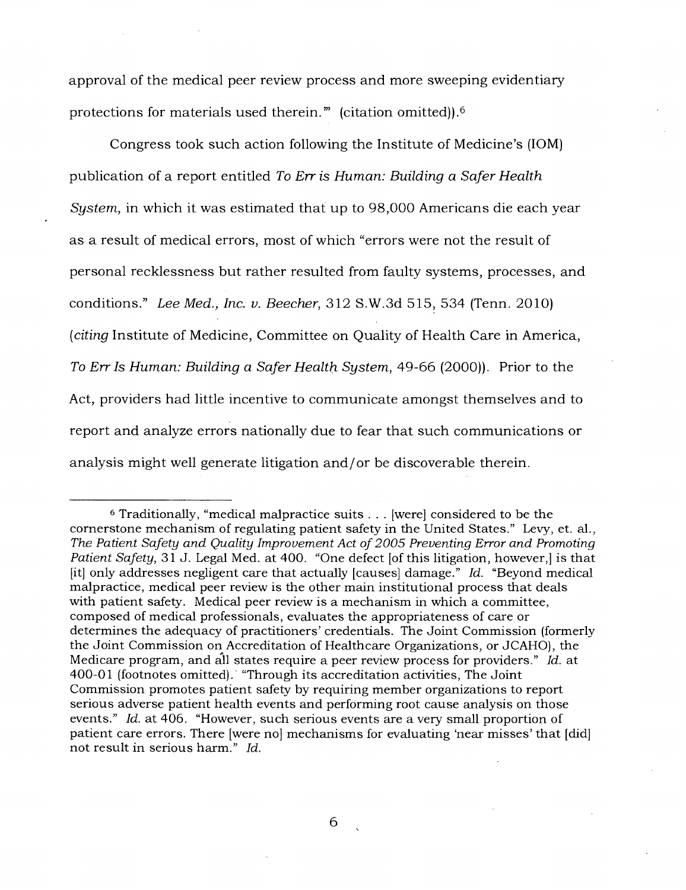approval of the medical peer review process and more sweeping evidentiary protections for materials used therein.'" (citation omitted)).[6]

Congress took such action following the Institute of Medicine's (IOM) publication of a report entitled *To Err is Human: Building a Safer Health System*, in which it was estimated that up to 98,000 Americans die each year as a result of medical errors, most of which "errors were not the result of personal recklessness but rather resulted from faulty systems, processes, and conditions." *Lee Med., Inc. v. Beecher*, 312 S.W.3d 515, 534 (Tenn. 2010) (*citing* Institute of Medicine, Committee on Quality of Health Care in America, *To Err Is Human: Building a Safer Health System*, 49-66 (2000)). Prior to the Act, providers had little incentive to communicate amongst themselves and to report and analyze errors nationally due to fear that such communications or analysis might well generate litigation and/or be discoverable therein.

---

[6] Traditionally, "medical malpractice suits . . . [were] considered to be the cornerstone mechanism of regulating patient safety in the United States." Levy, et. al., *The Patient Safety and Quality Improvement Act of 2005 Preventing Error and Promoting Patient Safety*, 31 J. Legal Med. at 400. "One defect [of this litigation, however,] is that [it] only addresses negligent care that actually [causes] damage." *Id.* "Beyond medical malpractice, medical peer review is the other main institutional process that deals with patient safety. Medical peer review is a mechanism in which a committee, composed of medical professionals, evaluates the appropriateness of care or determines the adequacy of practitioners' credentials. The Joint Commission (formerly the Joint Commission on Accreditation of Healthcare Organizations, or JCAHO), the Medicare program, and all states require a peer review process for providers." *Id.* at 400-01 (footnotes omitted). "Through its accreditation activities, The Joint Commission promotes patient safety by requiring member organizations to report serious adverse patient health events and performing root cause analysis on those events." *Id.* at 406. "However, such serious events are a very small proportion of patient care errors. There [were no] mechanisms for evaluating 'near misses' that [did] not result in serious harm." *Id.*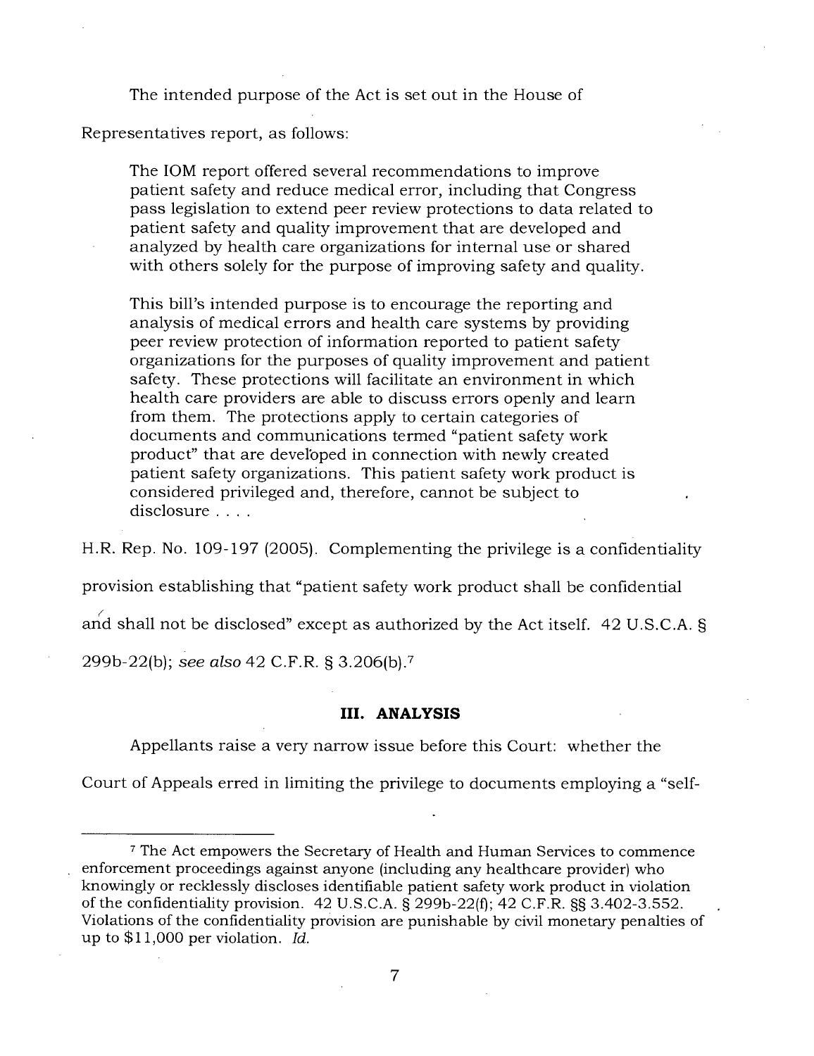The intended purpose of the Act is set out in the House of Representatives report, as follows:

> The IOM report offered several recommendations to improve patient safety and reduce medical error, including that Congress pass legislation to extend peer review protections to data related to patient safety and quality improvement that are developed and analyzed by health care organizations for internal use or shared with others solely for the purpose of improving safety and quality.
>
> This bill's intended purpose is to encourage the reporting and analysis of medical errors and health care systems by providing peer review protection of information reported to patient safety organizations for the purposes of quality improvement and patient safety. These protections will facilitate an environment in which health care providers are able to discuss errors openly and learn from them. The protections apply to certain categories of documents and communications termed "patient safety work product" that are developed in connection with newly created patient safety organizations. This patient safety work product is considered privileged and, therefore, cannot be subject to disclosure . . . .

H.R. Rep. No. 109-197 (2005). Complementing the privilege is a confidentiality provision establishing that "patient safety work product shall be confidential and shall not be disclosed" except as authorized by the Act itself. 42 U.S.C.A. § 299b-22(b); *see also* 42 C.F.R. § 3.206(b).[7]

## III. ANALYSIS

Appellants raise a very narrow issue before this Court: whether the Court of Appeals erred in limiting the privilege to documents employing a "self-

---

[7] The Act empowers the Secretary of Health and Human Services to commence enforcement proceedings against anyone (including any healthcare provider) who knowingly or recklessly discloses identifiable patient safety work product in violation of the confidentiality provision. 42 U.S.C.A. § 299b-22(f); 42 C.F.R. §§ 3.402-3.552. Violations of the confidentiality provision are punishable by civil monetary penalties of up to $11,000 per violation. *Id.*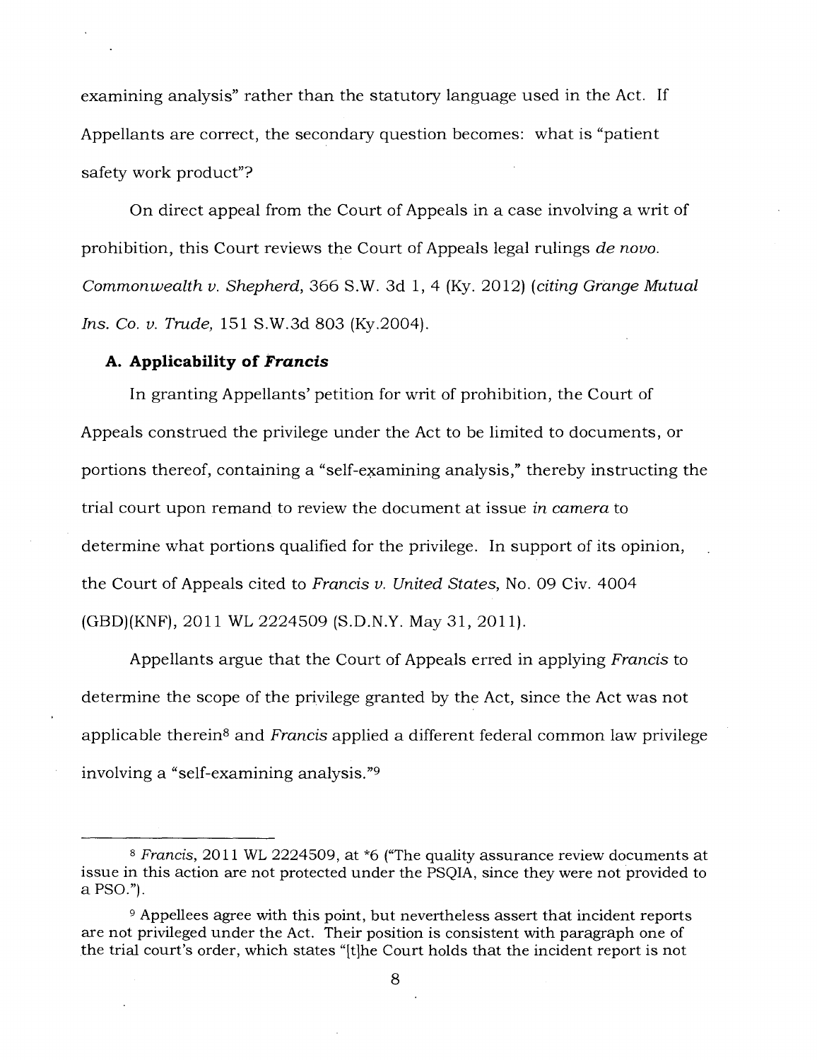examining analysis" rather than the statutory language used in the Act. If Appellants are correct, the secondary question becomes: what is "patient safety work product"?

On direct appeal from the Court of Appeals in a case involving a writ of prohibition, this Court reviews the Court of Appeals legal rulings *de novo*. *Commonwealth v. Shepherd*, 366 S.W. 3d 1, 4 (Ky. 2012) (*citing Grange Mutual Ins. Co. v. Trude*, 151 S.W.3d 803 (Ky.2004).

### A. Applicability of *Francis*

In granting Appellants' petition for writ of prohibition, the Court of Appeals construed the privilege under the Act to be limited to documents, or portions thereof, containing a "self-examining analysis," thereby instructing the trial court upon remand to review the document at issue *in camera* to determine what portions qualified for the privilege. In support of its opinion, the Court of Appeals cited to *Francis v. United States*, No. 09 Civ. 4004 (GBD)(KNF), 2011 WL 2224509 (S.D.N.Y. May 31, 2011).

Appellants argue that the Court of Appeals erred in applying *Francis* to determine the scope of the privilege granted by the Act, since the Act was not applicable therein[8] and *Francis* applied a different federal common law privilege involving a "self-examining analysis."[9]

---

[8] *Francis*, 2011 WL 2224509, at *6 ("The quality assurance review documents at issue in this action are not protected under the PSQIA, since they were not provided to a PSO.").

[9] Appellees agree with this point, but nevertheless assert that incident reports are not privileged under the Act. Their position is consistent with paragraph one of the trial court's order, which states "[t]he Court holds that the incident report is not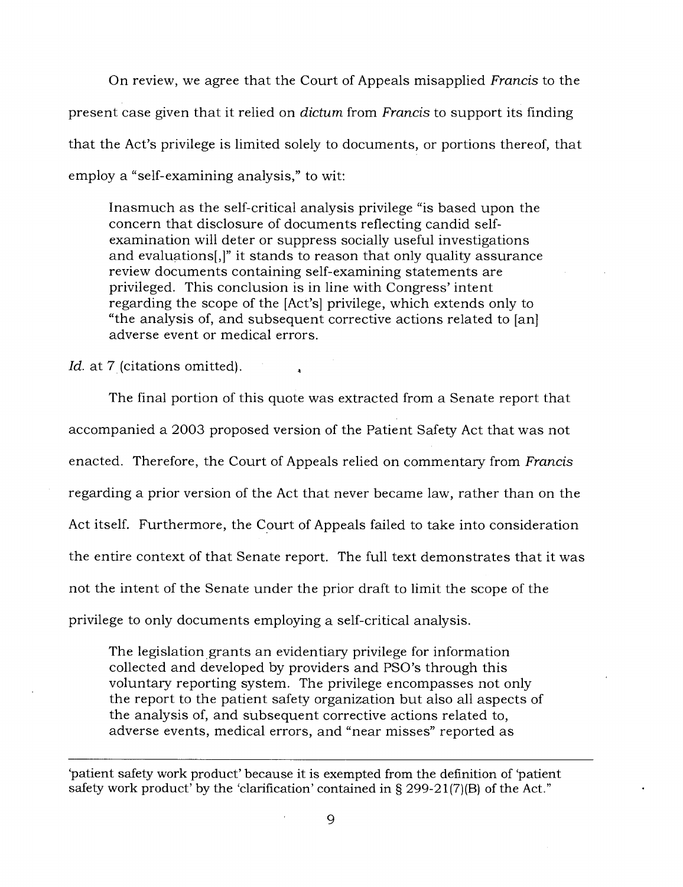On review, we agree that the Court of Appeals misapplied *Francis* to the present case given that it relied on *dictum* from *Francis* to support its finding that the Act's privilege is limited solely to documents, or portions thereof, that employ a "self-examining analysis," to wit:

> Inasmuch as the self-critical analysis privilege "is based upon the concern that disclosure of documents reflecting candid self-examination will deter or suppress socially useful investigations and evaluations[,]" it stands to reason that only quality assurance review documents containing self-examining statements are privileged. This conclusion is in line with Congress' intent regarding the scope of the [Act's] privilege, which extends only to "the analysis of, and subsequent corrective actions related to [an] adverse event or medical errors.

*Id.* at 7 (citations omitted).

The final portion of this quote was extracted from a Senate report that accompanied a 2003 proposed version of the Patient Safety Act that was not enacted. Therefore, the Court of Appeals relied on commentary from *Francis* regarding a prior version of the Act that never became law, rather than on the Act itself. Furthermore, the Court of Appeals failed to take into consideration the entire context of that Senate report. The full text demonstrates that it was not the intent of the Senate under the prior draft to limit the scope of the privilege to only documents employing a self-critical analysis.

> The legislation grants an evidentiary privilege for information collected and developed by providers and PSO's through this voluntary reporting system. The privilege encompasses not only the report to the patient safety organization but also all aspects of the analysis of, and subsequent corrective actions related to, adverse events, medical errors, and "near misses" reported as

---

'patient safety work product' because it is exempted from the definition of 'patient safety work product' by the 'clarification' contained in § 299-21(7)(B) of the Act."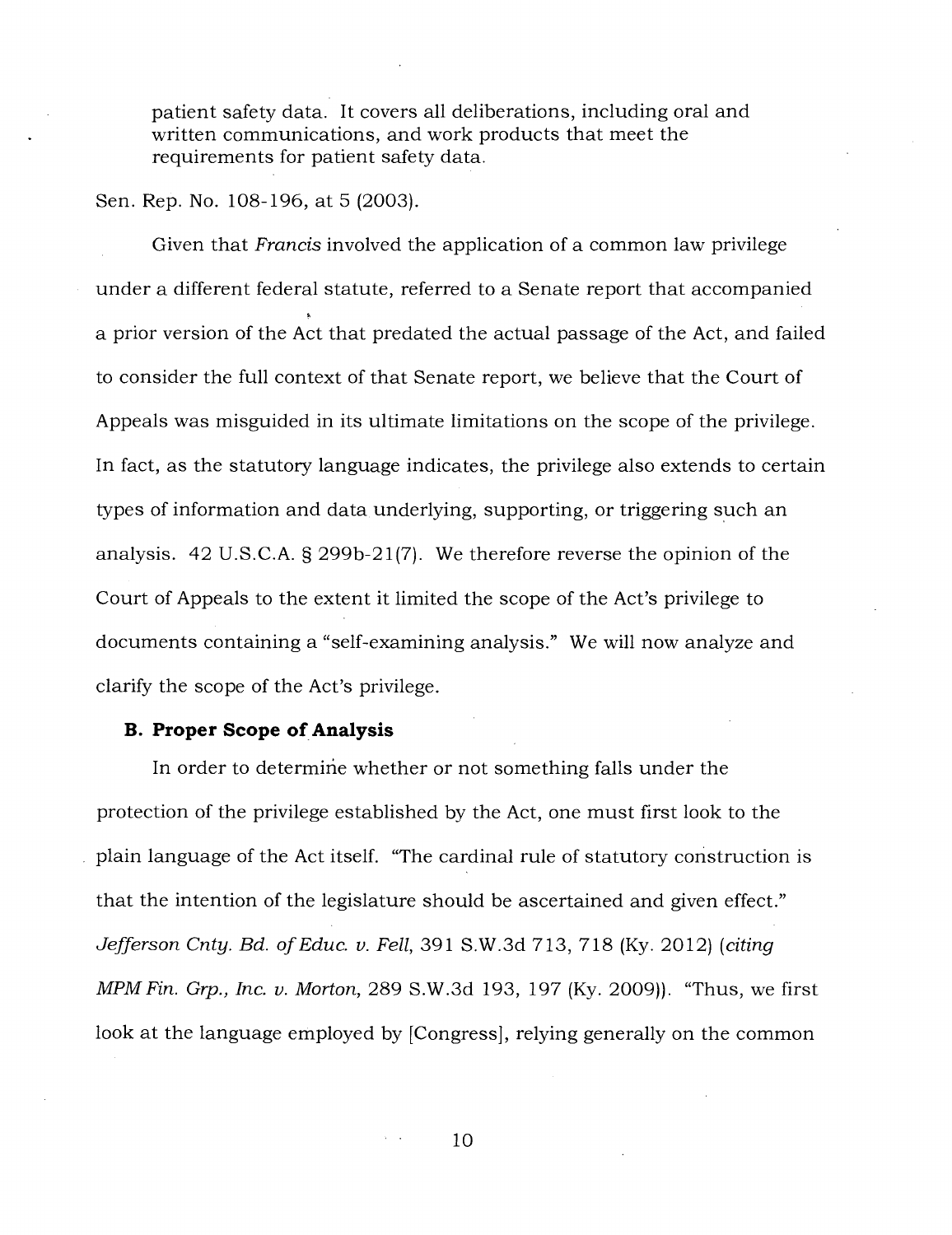patient safety data. It covers all deliberations, including oral and written communications, and work products that meet the requirements for patient safety data.

Sen. Rep. No. 108-196, at 5 (2003).

Given that *Francis* involved the application of a common law privilege under a different federal statute, referred to a Senate report that accompanied a prior version of the Act that predated the actual passage of the Act, and failed to consider the full context of that Senate report, we believe that the Court of Appeals was misguided in its ultimate limitations on the scope of the privilege. In fact, as the statutory language indicates, the privilege also extends to certain types of information and data underlying, supporting, or triggering such an analysis. 42 U.S.C.A. § 299b-21(7). We therefore reverse the opinion of the Court of Appeals to the extent it limited the scope of the Act's privilege to documents containing a "self-examining analysis." We will now analyze and clarify the scope of the Act's privilege.

**B. Proper Scope of Analysis**

In order to determine whether or not something falls under the protection of the privilege established by the Act, one must first look to the plain language of the Act itself. "The cardinal rule of statutory construction is that the intention of the legislature should be ascertained and given effect." *Jefferson Cnty. Bd. of Educ. v. Fell*, 391 S.W.3d 713, 718 (Ky. 2012) (*citing MPM Fin. Grp., Inc. v. Morton*, 289 S.W.3d 193, 197 (Ky. 2009)). "Thus, we first look at the language employed by [Congress], relying generally on the common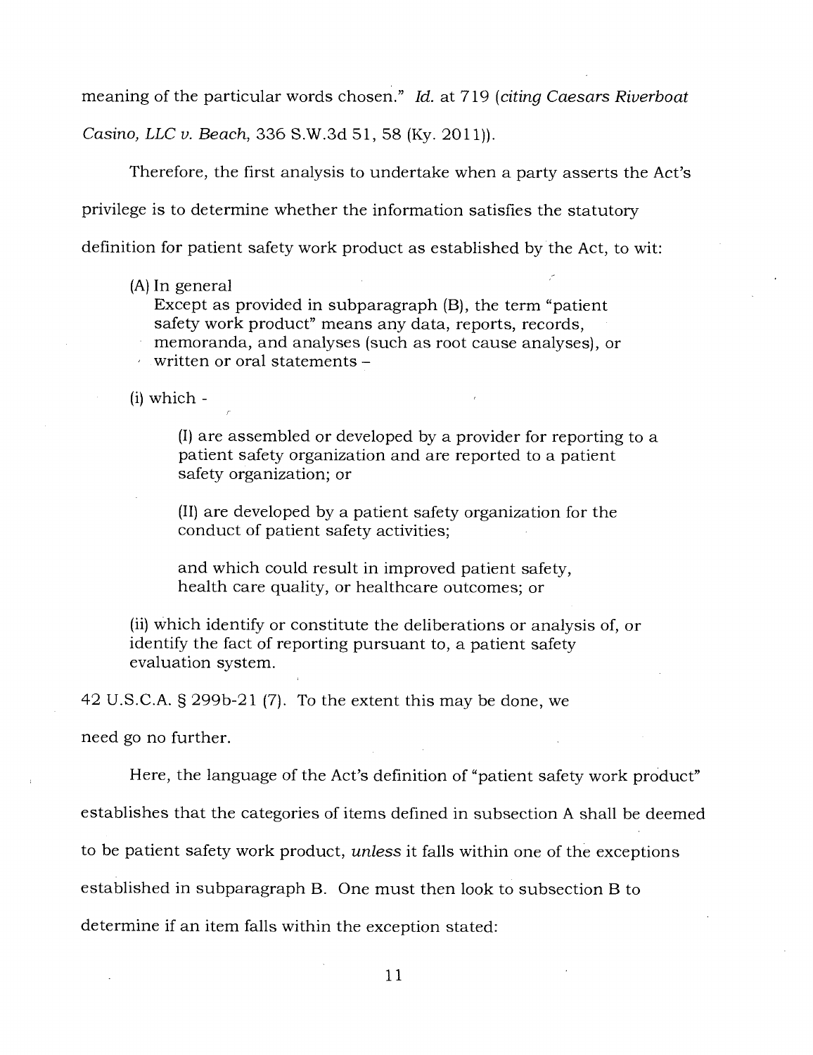meaning of the particular words chosen." *Id.* at 719 (*citing Caesars Riverboat Casino, LLC v. Beach*, 336 S.W.3d 51, 58 (Ky. 2011)).

Therefore, the first analysis to undertake when a party asserts the Act's privilege is to determine whether the information satisfies the statutory definition for patient safety work product as established by the Act, to wit:

> (A) In general
> Except as provided in subparagraph (B), the term "patient safety work product" means any data, reports, records, memoranda, and analyses (such as root cause analyses), or written or oral statements –
>
> (i) which -
>
> > (I) are assembled or developed by a provider for reporting to a patient safety organization and are reported to a patient safety organization; or
> >
> > (II) are developed by a patient safety organization for the conduct of patient safety activities;
> >
> > and which could result in improved patient safety, health care quality, or healthcare outcomes; or
>
> (ii) which identify or constitute the deliberations or analysis of, or identify the fact of reporting pursuant to, a patient safety evaluation system.

42 U.S.C.A. § 299b-21 (7). To the extent this may be done, we need go no further.

Here, the language of the Act's definition of "patient safety work product" establishes that the categories of items defined in subsection A shall be deemed to be patient safety work product, *unless* it falls within one of the exceptions established in subparagraph B. One must then look to subsection B to determine if an item falls within the exception stated: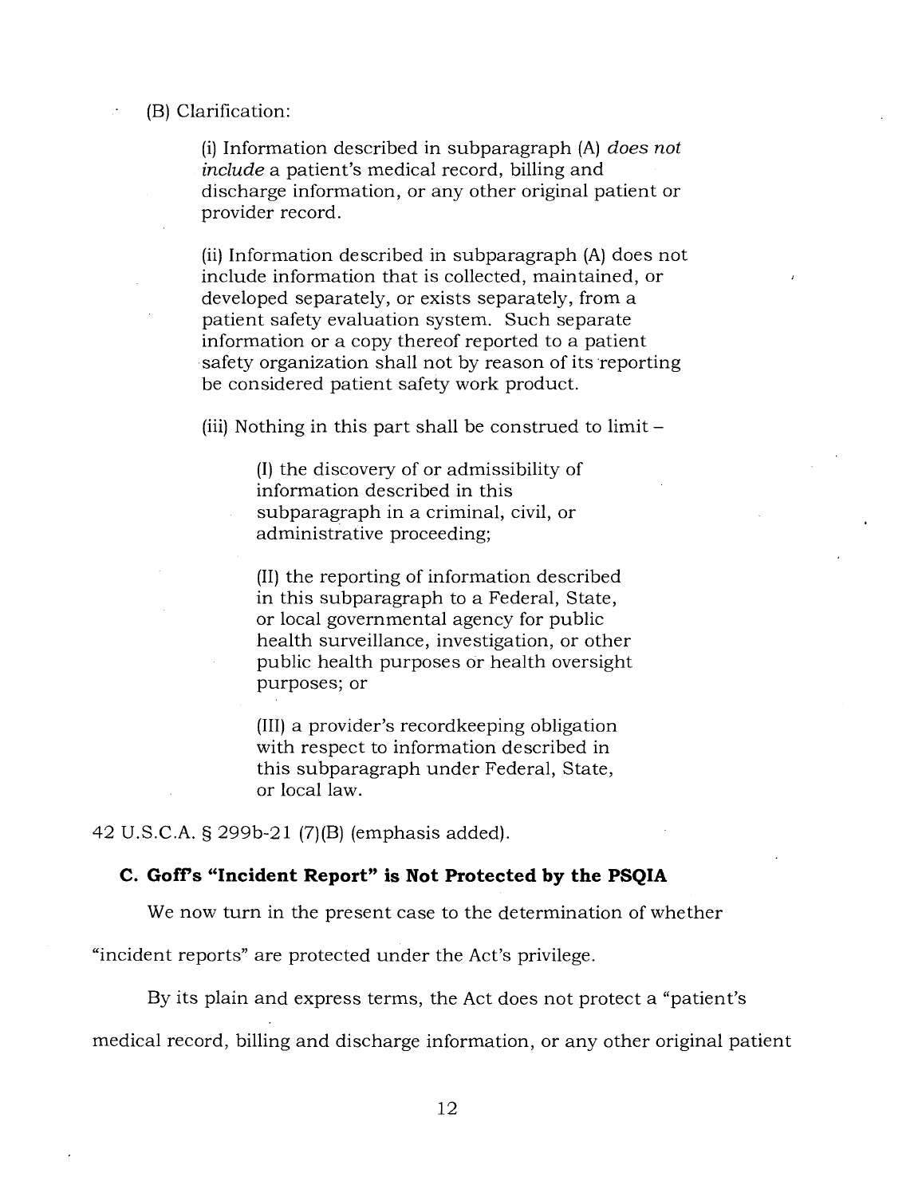(B) Clarification:

> (i) Information described in subparagraph (A) *does not include* a patient's medical record, billing and discharge information, or any other original patient or provider record.
>
> (ii) Information described in subparagraph (A) does not include information that is collected, maintained, or developed separately, or exists separately, from a patient safety evaluation system. Such separate information or a copy thereof reported to a patient safety organization shall not by reason of its reporting be considered patient safety work product.
>
> (iii) Nothing in this part shall be construed to limit –
>
> > (I) the discovery of or admissibility of information described in this subparagraph in a criminal, civil, or administrative proceeding;
> >
> > (II) the reporting of information described in this subparagraph to a Federal, State, or local governmental agency for public health surveillance, investigation, or other public health purposes or health oversight purposes; or
> >
> > (III) a provider's recordkeeping obligation with respect to information described in this subparagraph under Federal, State, or local law.

42 U.S.C.A. § 299b-21 (7)(B) (emphasis added).

### C. Goff's "Incident Report" is Not Protected by the PSQIA

We now turn in the present case to the determination of whether "incident reports" are protected under the Act's privilege.

By its plain and express terms, the Act does not protect a "patient's medical record, billing and discharge information, or any other original patient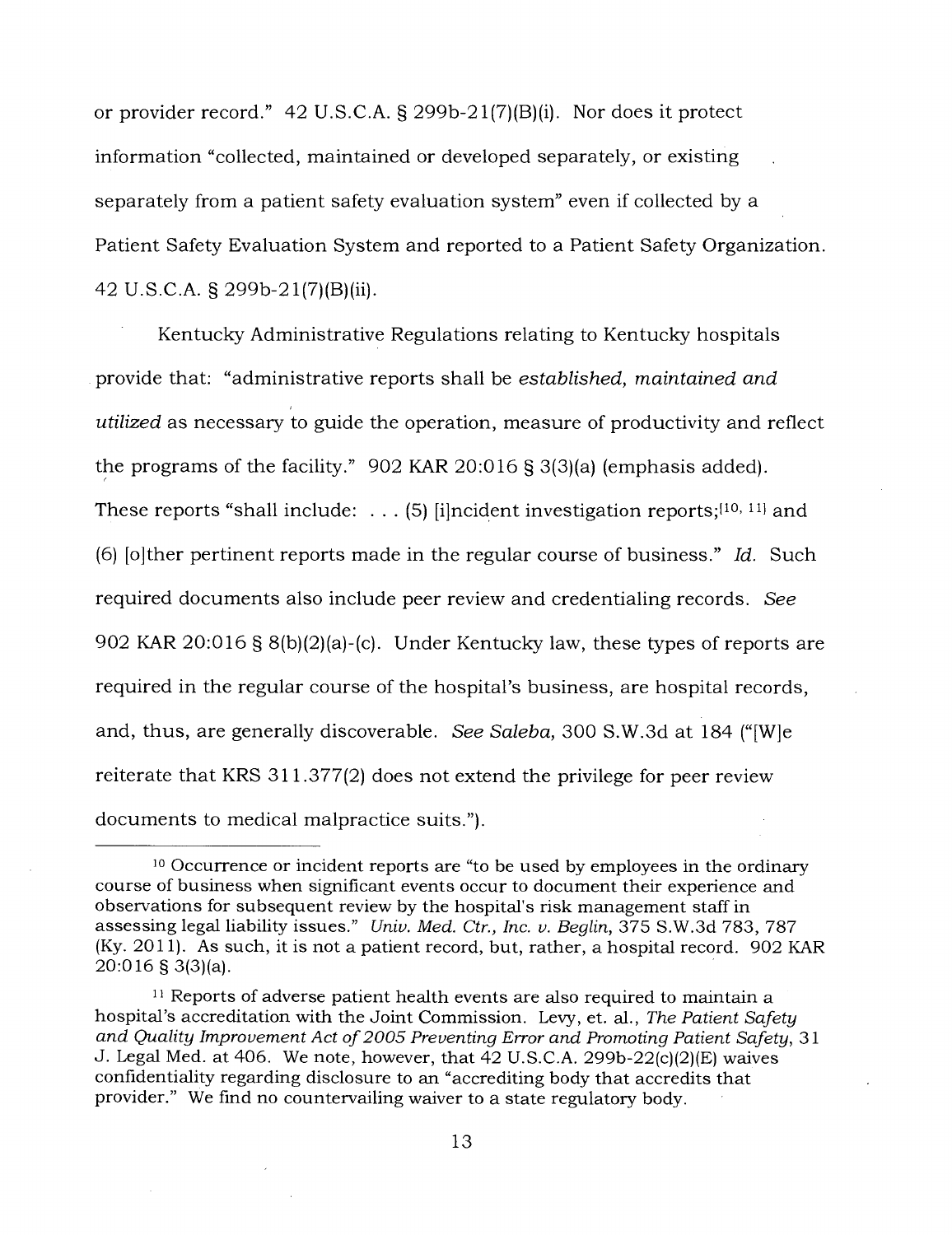or provider record." 42 U.S.C.A. § 299b-21(7)(B)(i). Nor does it protect information "collected, maintained or developed separately, or existing separately from a patient safety evaluation system" even if collected by a Patient Safety Evaluation System and reported to a Patient Safety Organization. 42 U.S.C.A. § 299b-21(7)(B)(ii).

Kentucky Administrative Regulations relating to Kentucky hospitals provide that: "administrative reports shall be *established, maintained and utilized* as necessary to guide the operation, measure of productivity and reflect the programs of the facility." 902 KAR 20:016 § 3(3)(a) (emphasis added). These reports "shall include: . . . (5) [i]ncident investigation reports;[10, 11] and (6) [o]ther pertinent reports made in the regular course of business." *Id.* Such required documents also include peer review and credentialing records. *See* 902 KAR 20:016 § 8(b)(2)(a)-(c). Under Kentucky law, these types of reports are required in the regular course of the hospital's business, are hospital records, and, thus, are generally discoverable. *See Saleba*, 300 S.W.3d at 184 ("[W]e reiterate that KRS 311.377(2) does not extend the privilege for peer review documents to medical malpractice suits.").

---

[10] Occurrence or incident reports are "to be used by employees in the ordinary course of business when significant events occur to document their experience and observations for subsequent review by the hospital's risk management staff in assessing legal liability issues." *Univ. Med. Ctr., Inc. v. Beglin*, 375 S.W.3d 783, 787 (Ky. 2011). As such, it is not a patient record, but, rather, a hospital record. 902 KAR 20:016 § 3(3)(a).

[11] Reports of adverse patient health events are also required to maintain a hospital's accreditation with the Joint Commission. Levy, et. al., *The Patient Safety and Quality Improvement Act of 2005 Preventing Error and Promoting Patient Safety*, 31 J. Legal Med. at 406. We note, however, that 42 U.S.C.A. 299b-22(c)(2)(E) waives confidentiality regarding disclosure to an "accrediting body that accredits that provider." We find no countervailing waiver to a state regulatory body.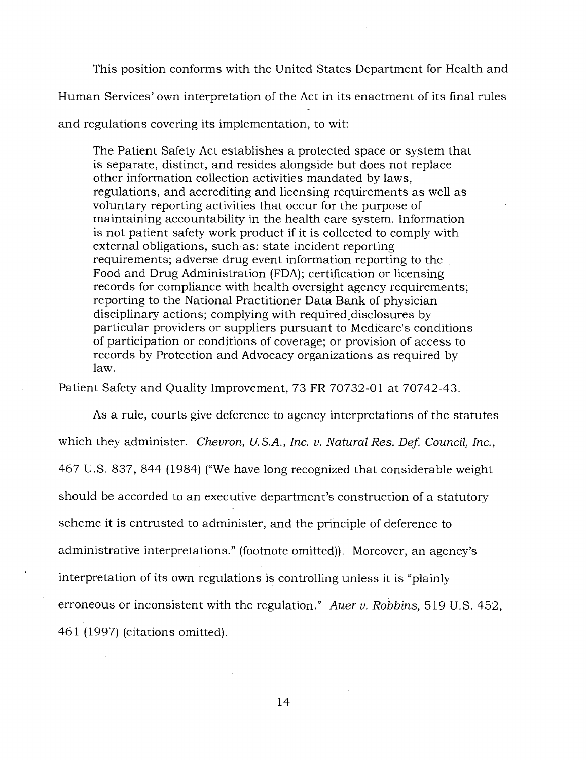This position conforms with the United States Department for Health and Human Services' own interpretation of the Act in its enactment of its final rules and regulations covering its implementation, to wit:

> The Patient Safety Act establishes a protected space or system that is separate, distinct, and resides alongside but does not replace other information collection activities mandated by laws, regulations, and accrediting and licensing requirements as well as voluntary reporting activities that occur for the purpose of maintaining accountability in the health care system. Information is not patient safety work product if it is collected to comply with external obligations, such as: state incident reporting requirements; adverse drug event information reporting to the Food and Drug Administration (FDA); certification or licensing records for compliance with health oversight agency requirements; reporting to the National Practitioner Data Bank of physician disciplinary actions; complying with required disclosures by particular providers or suppliers pursuant to Medicare's conditions of participation or conditions of coverage; or provision of access to records by Protection and Advocacy organizations as required by law.

Patient Safety and Quality Improvement, 73 FR 70732-01 at 70742-43.

As a rule, courts give deference to agency interpretations of the statutes which they administer. *Chevron, U.S.A., Inc. v. Natural Res. Def. Council, Inc.*, 467 U.S. 837, 844 (1984) ("We have long recognized that considerable weight should be accorded to an executive department's construction of a statutory scheme it is entrusted to administer, and the principle of deference to administrative interpretations." (footnote omitted)). Moreover, an agency's interpretation of its own regulations is controlling unless it is "plainly erroneous or inconsistent with the regulation." *Auer v. Robbins*, 519 U.S. 452, 461 (1997) (citations omitted).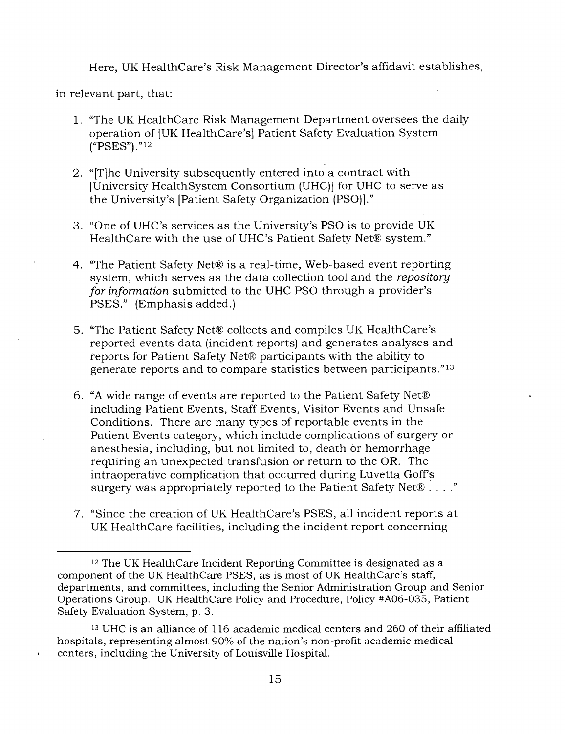Here, UK HealthCare's Risk Management Director's affidavit establishes, in relevant part, that:

1. "The UK HealthCare Risk Management Department oversees the daily operation of [UK HealthCare's] Patient Safety Evaluation System ("PSES")."[12]

2. "[T]he University subsequently entered into a contract with [University HealthSystem Consortium (UHC)] for UHC to serve as the University's [Patient Safety Organization (PSO)]."

3. "One of UHC's services as the University's PSO is to provide UK HealthCare with the use of UHC's Patient Safety Net® system."

4. "The Patient Safety Net® is a real-time, Web-based event reporting system, which serves as the data collection tool and the *repository for information* submitted to the UHC PSO through a provider's PSES." (Emphasis added.)

5. "The Patient Safety Net® collects and compiles UK HealthCare's reported events data (incident reports) and generates analyses and reports for Patient Safety Net® participants with the ability to generate reports and to compare statistics between participants."[13]

6. "A wide range of events are reported to the Patient Safety Net® including Patient Events, Staff Events, Visitor Events and Unsafe Conditions. There are many types of reportable events in the Patient Events category, which include complications of surgery or anesthesia, including, but not limited to, death or hemorrhage requiring an unexpected transfusion or return to the OR. The intraoperative complication that occurred during Luvetta Goff's surgery was appropriately reported to the Patient Safety Net® . . . ."

7. "Since the creation of UK HealthCare's PSES, all incident reports at UK HealthCare facilities, including the incident report concerning

---

[12] The UK HealthCare Incident Reporting Committee is designated as a component of the UK HealthCare PSES, as is most of UK HealthCare's staff, departments, and committees, including the Senior Administration Group and Senior Operations Group. UK HealthCare Policy and Procedure, Policy #A06-035, Patient Safety Evaluation System, p. 3.

[13] UHC is an alliance of 116 academic medical centers and 260 of their affiliated hospitals, representing almost 90% of the nation's non-profit academic medical centers, including the University of Louisville Hospital.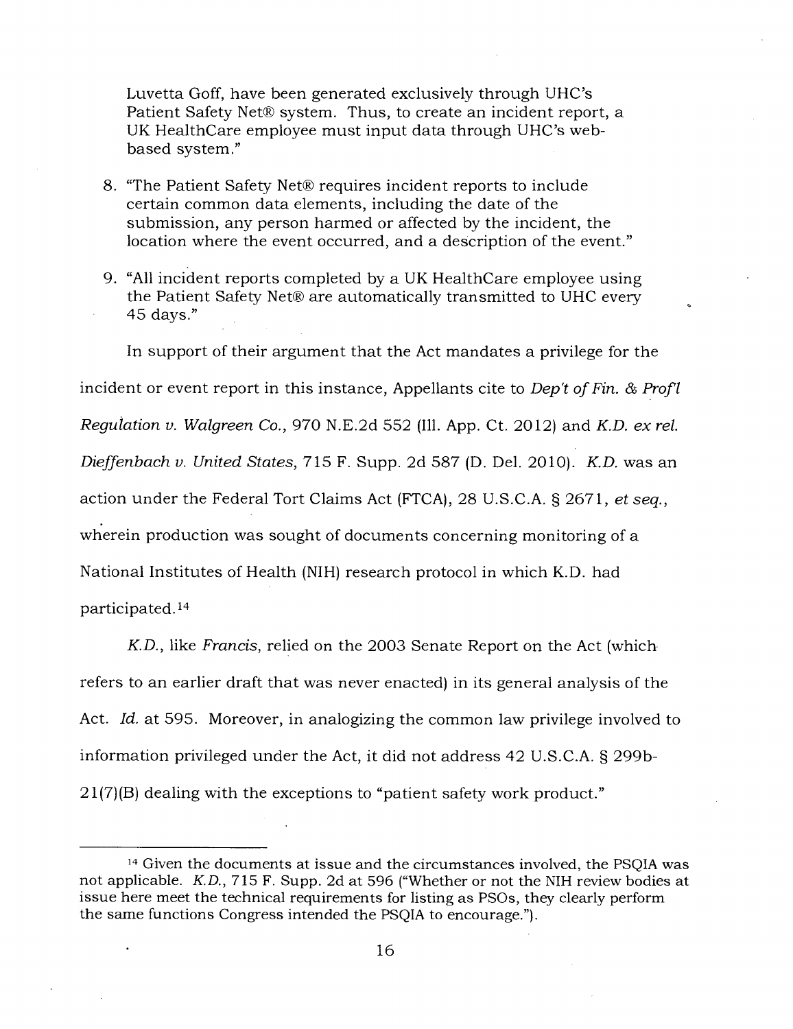Luvetta Goff, have been generated exclusively through UHC's Patient Safety Net® system. Thus, to create an incident report, a UK HealthCare employee must input data through UHC's web-based system."

8. "The Patient Safety Net® requires incident reports to include certain common data elements, including the date of the submission, any person harmed or affected by the incident, the location where the event occurred, and a description of the event."

9. "All incident reports completed by a UK HealthCare employee using the Patient Safety Net® are automatically transmitted to UHC every 45 days."

In support of their argument that the Act mandates a privilege for the incident or event report in this instance, Appellants cite to *Dep't of Fin. & Prof'l Regulation v. Walgreen Co.*, 970 N.E.2d 552 (Ill. App. Ct. 2012) and *K.D. ex rel. Dieffenbach v. United States*, 715 F. Supp. 2d 587 (D. Del. 2010). *K.D.* was an action under the Federal Tort Claims Act (FTCA), 28 U.S.C.A. § 2671, *et seq.*, wherein production was sought of documents concerning monitoring of a National Institutes of Health (NIH) research protocol in which K.D. had participated.[14]

*K.D.*, like *Francis*, relied on the 2003 Senate Report on the Act (which refers to an earlier draft that was never enacted) in its general analysis of the Act. *Id.* at 595. Moreover, in analogizing the common law privilege involved to information privileged under the Act, it did not address 42 U.S.C.A. § 299b-21(7)(B) dealing with the exceptions to "patient safety work product."

---

[14] Given the documents at issue and the circumstances involved, the PSQIA was not applicable. *K.D.*, 715 F. Supp. 2d at 596 ("Whether or not the NIH review bodies at issue here meet the technical requirements for listing as PSOs, they clearly perform the same functions Congress intended the PSQIA to encourage.").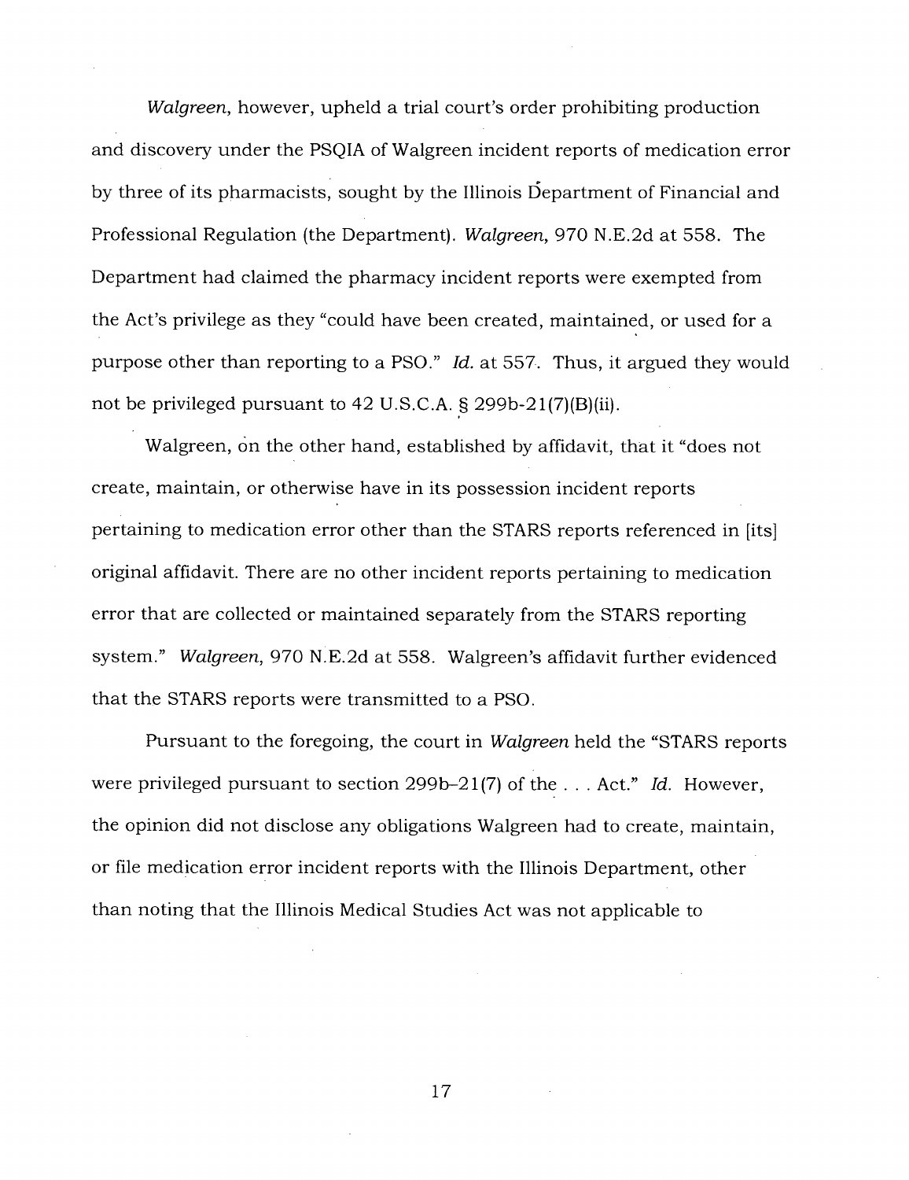*Walgreen*, however, upheld a trial court's order prohibiting production and discovery under the PSQIA of Walgreen incident reports of medication error by three of its pharmacists, sought by the Illinois Department of Financial and Professional Regulation (the Department). *Walgreen*, 970 N.E.2d at 558. The Department had claimed the pharmacy incident reports were exempted from the Act's privilege as they "could have been created, maintained, or used for a purpose other than reporting to a PSO." *Id.* at 557. Thus, it argued they would not be privileged pursuant to 42 U.S.C.A. § 299b-21(7)(B)(ii).

Walgreen, on the other hand, established by affidavit, that it "does not create, maintain, or otherwise have in its possession incident reports pertaining to medication error other than the STARS reports referenced in [its] original affidavit. There are no other incident reports pertaining to medication error that are collected or maintained separately from the STARS reporting system." *Walgreen*, 970 N.E.2d at 558. Walgreen's affidavit further evidenced that the STARS reports were transmitted to a PSO.

Pursuant to the foregoing, the court in *Walgreen* held the "STARS reports were privileged pursuant to section 299b–21(7) of the . . . Act." *Id.* However, the opinion did not disclose any obligations Walgreen had to create, maintain, or file medication error incident reports with the Illinois Department, other than noting that the Illinois Medical Studies Act was not applicable to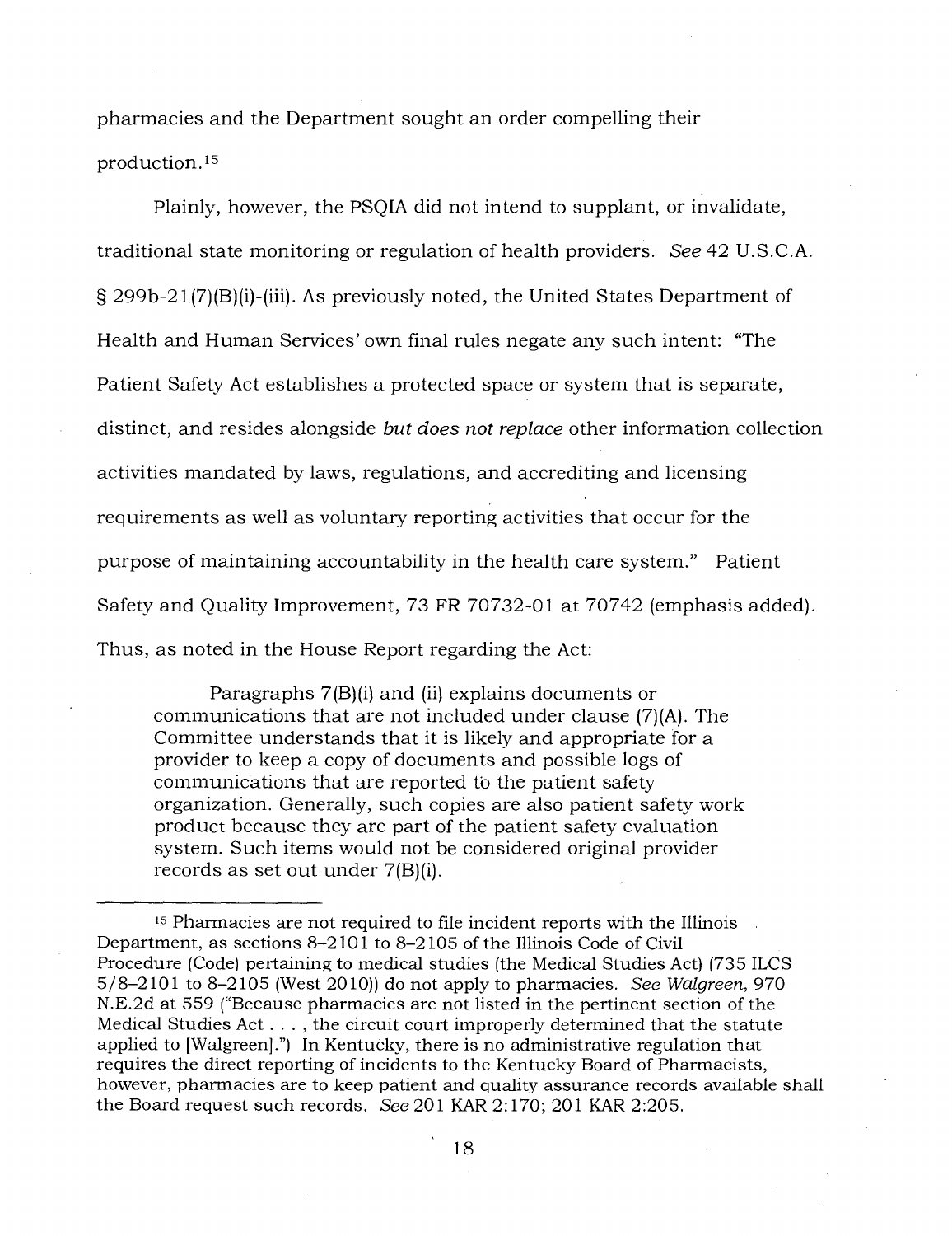pharmacies and the Department sought an order compelling their production.[15]

Plainly, however, the PSQIA did not intend to supplant, or invalidate, traditional state monitoring or regulation of health providers. *See* 42 U.S.C.A. § 299b-21(7)(B)(i)-(iii). As previously noted, the United States Department of Health and Human Services' own final rules negate any such intent: "The Patient Safety Act establishes a protected space or system that is separate, distinct, and resides alongside *but does not replace* other information collection activities mandated by laws, regulations, and accrediting and licensing requirements as well as voluntary reporting activities that occur for the purpose of maintaining accountability in the health care system." Patient Safety and Quality Improvement, 73 FR 70732-01 at 70742 (emphasis added). Thus, as noted in the House Report regarding the Act:

> Paragraphs 7(B)(i) and (ii) explains documents or communications that are not included under clause (7)(A). The Committee understands that it is likely and appropriate for a provider to keep a copy of documents and possible logs of communications that are reported to the patient safety organization. Generally, such copies are also patient safety work product because they are part of the patient safety evaluation system. Such items would not be considered original provider records as set out under 7(B)(i).

---

[15] Pharmacies are not required to file incident reports with the Illinois Department, as sections 8–2101 to 8–2105 of the Illinois Code of Civil Procedure (Code) pertaining to medical studies (the Medical Studies Act) (735 ILCS 5/8–2101 to 8–2105 (West 2010)) do not apply to pharmacies. *See Walgreen*, 970 N.E.2d at 559 ("Because pharmacies are not listed in the pertinent section of the Medical Studies Act . . . , the circuit court improperly determined that the statute applied to [Walgreen].") In Kentucky, there is no administrative regulation that requires the direct reporting of incidents to the Kentucky Board of Pharmacists, however, pharmacies are to keep patient and quality assurance records available shall the Board request such records. *See* 201 KAR 2:170; 201 KAR 2:205.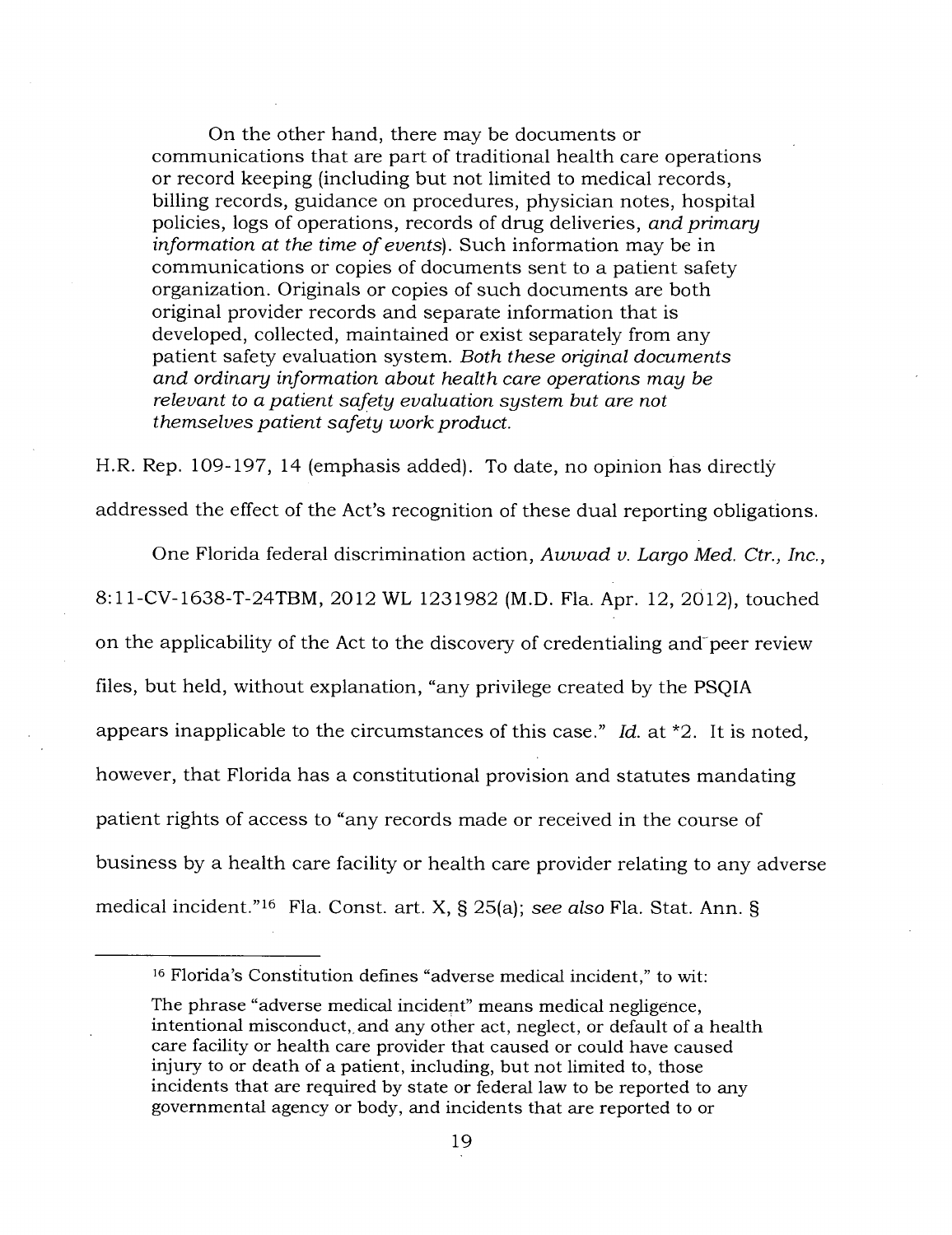> On the other hand, there may be documents or communications that are part of traditional health care operations or record keeping (including but not limited to medical records, billing records, guidance on procedures, physician notes, hospital policies, logs of operations, records of drug deliveries, *and primary information at the time of events*). Such information may be in communications or copies of documents sent to a patient safety organization. Originals or copies of such documents are both original provider records and separate information that is developed, collected, maintained or exist separately from any patient safety evaluation system. *Both these original documents and ordinary information about health care operations may be relevant to a patient safety evaluation system but are not themselves patient safety work product.*

H.R. Rep. 109-197, 14 (emphasis added). To date, no opinion has directly addressed the effect of the Act's recognition of these dual reporting obligations.

One Florida federal discrimination action, *Awwad v. Largo Med. Ctr., Inc.*, 8:11-CV-1638-T-24TBM, 2012 WL 1231982 (M.D. Fla. Apr. 12, 2012), touched on the applicability of the Act to the discovery of credentialing and peer review files, but held, without explanation, "any privilege created by the PSQIA appears inapplicable to the circumstances of this case." *Id.* at *2. It is noted, however, that Florida has a constitutional provision and statutes mandating patient rights of access to "any records made or received in the course of business by a health care facility or health care provider relating to any adverse medical incident."[16] Fla. Const. art. X, § 25(a); *see also* Fla. Stat. Ann. §

---

[16] Florida's Constitution defines "adverse medical incident," to wit:

The phrase "adverse medical incident" means medical negligence, intentional misconduct, and any other act, neglect, or default of a health care facility or health care provider that caused or could have caused injury to or death of a patient, including, but not limited to, those incidents that are required by state or federal law to be reported to any governmental agency or body, and incidents that are reported to or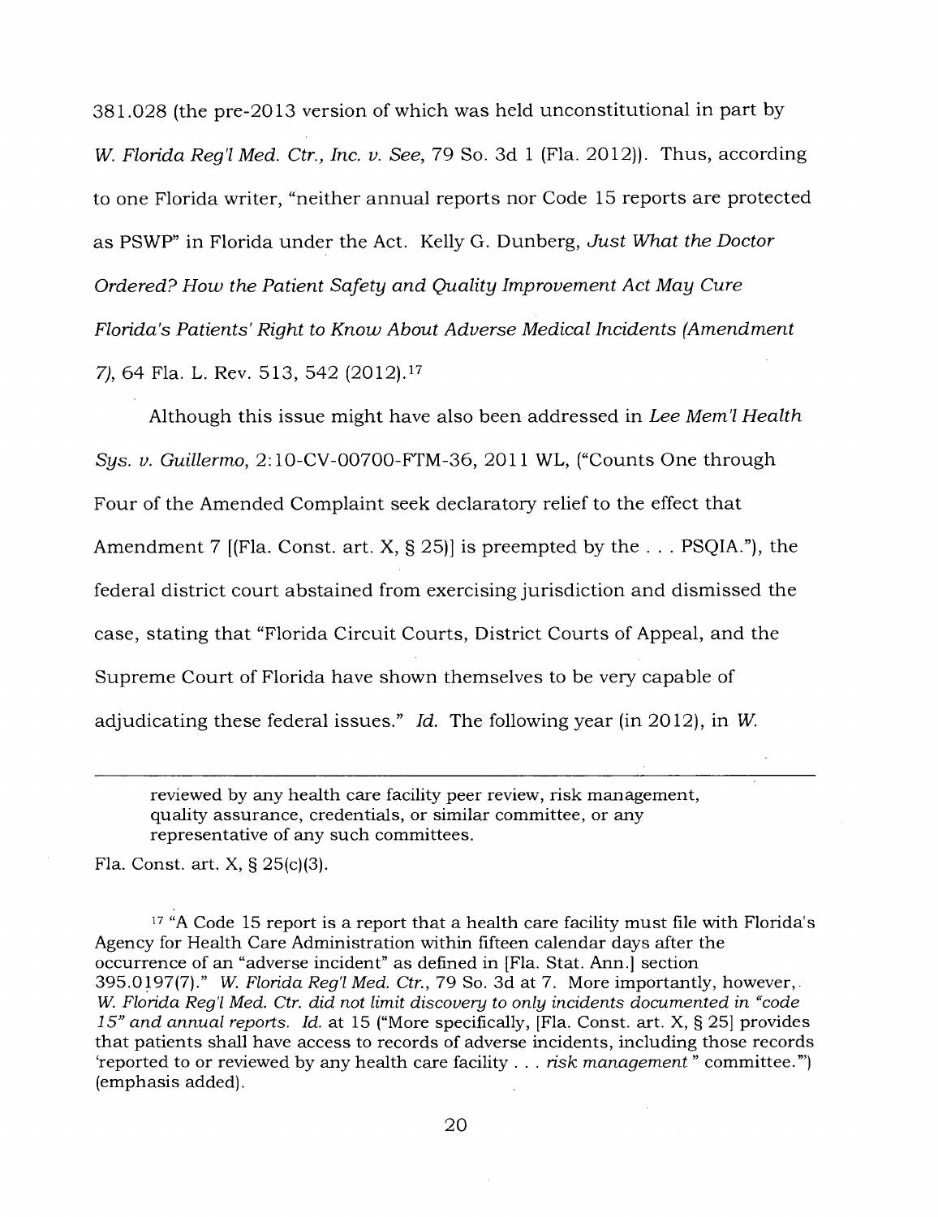381.028 (the pre-2013 version of which was held unconstitutional in part by *W. Florida Reg'l Med. Ctr., Inc. v. See*, 79 So. 3d 1 (Fla. 2012)). Thus, according to one Florida writer, "neither annual reports nor Code 15 reports are protected as PSWP" in Florida under the Act. Kelly G. Dunberg, *Just What the Doctor Ordered? How the Patient Safety and Quality Improvement Act May Cure Florida's Patients' Right to Know About Adverse Medical Incidents (Amendment 7)*, 64 Fla. L. Rev. 513, 542 (2012).[17]

Although this issue might have also been addressed in *Lee Mem'l Health Sys. v. Guillermo*, 2:10-CV-00700-FTM-36, 2011 WL, ("Counts One through Four of the Amended Complaint seek declaratory relief to the effect that Amendment 7 [(Fla. Const. art. X, § 25)] is preempted by the . . . PSQIA."), the federal district court abstained from exercising jurisdiction and dismissed the case, stating that "Florida Circuit Courts, District Courts of Appeal, and the Supreme Court of Florida have shown themselves to be very capable of adjudicating these federal issues." *Id.* The following year (in 2012), in *W.*

---

reviewed by any health care facility peer review, risk management, quality assurance, credentials, or similar committee, or any representative of any such committees.

Fla. Const. art. X, § 25(c)(3).

[17] "A Code 15 report is a report that a health care facility must file with Florida's Agency for Health Care Administration within fifteen calendar days after the occurrence of an "adverse incident" as defined in [Fla. Stat. Ann.] section 395.0197(7)." *W. Florida Reg'l Med. Ctr.*, 79 So. 3d at 7. More importantly, however, *W. Florida Reg'l Med. Ctr. did not limit discovery to only incidents documented in "code 15" and annual reports. Id.* at 15 ("More specifically, [Fla. Const. art. X, § 25] provides that patients shall have access to records of adverse incidents, including those records 'reported to or reviewed by any health care facility . . . *risk management* " committee.'") (emphasis added).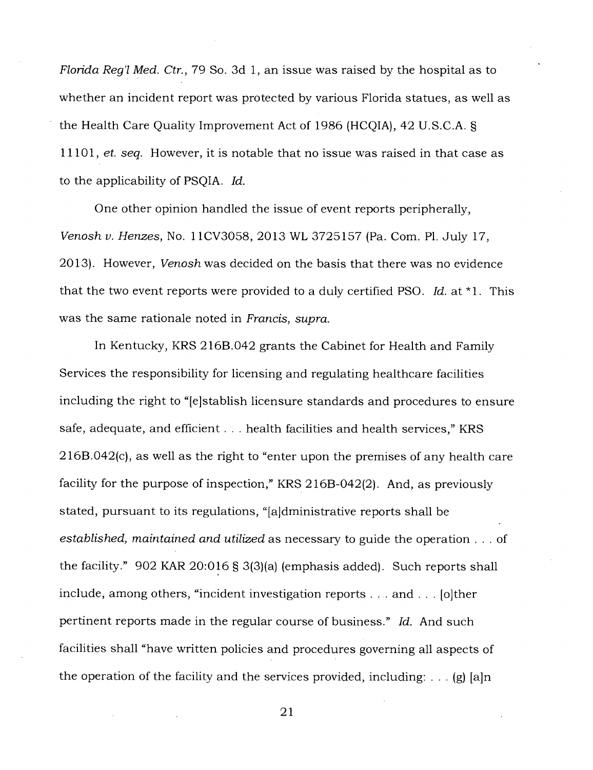*Florida Reg'l Med. Ctr.*, 79 So. 3d 1, an issue was raised by the hospital as to whether an incident report was protected by various Florida statues, as well as the Health Care Quality Improvement Act of 1986 (HCQIA), 42 U.S.C.A. § 11101, *et. seq.* However, it is notable that no issue was raised in that case as to the applicability of PSQIA. *Id.*

One other opinion handled the issue of event reports peripherally, *Venosh v. Henzes*, No. 11CV3058, 2013 WL 3725157 (Pa. Com. Pl. July 17, 2013). However, *Venosh* was decided on the basis that there was no evidence that the two event reports were provided to a duly certified PSO. *Id.* at *1. This was the same rationale noted in *Francis, supra.*

In Kentucky, KRS 216B.042 grants the Cabinet for Health and Family Services the responsibility for licensing and regulating healthcare facilities including the right to "[e]stablish licensure standards and procedures to ensure safe, adequate, and efficient . . . health facilities and health services," KRS 216B.042(c), as well as the right to "enter upon the premises of any health care facility for the purpose of inspection," KRS 216B-042(2). And, as previously stated, pursuant to its regulations, "[a]dministrative reports shall be *established, maintained and utilized* as necessary to guide the operation . . . of the facility." 902 KAR 20:016 § 3(3)(a) (emphasis added). Such reports shall include, among others, "incident investigation reports . . . and . . . [o]ther pertinent reports made in the regular course of business." *Id.* And such facilities shall "have written policies and procedures governing all aspects of the operation of the facility and the services provided, including: . . . (g) [a]n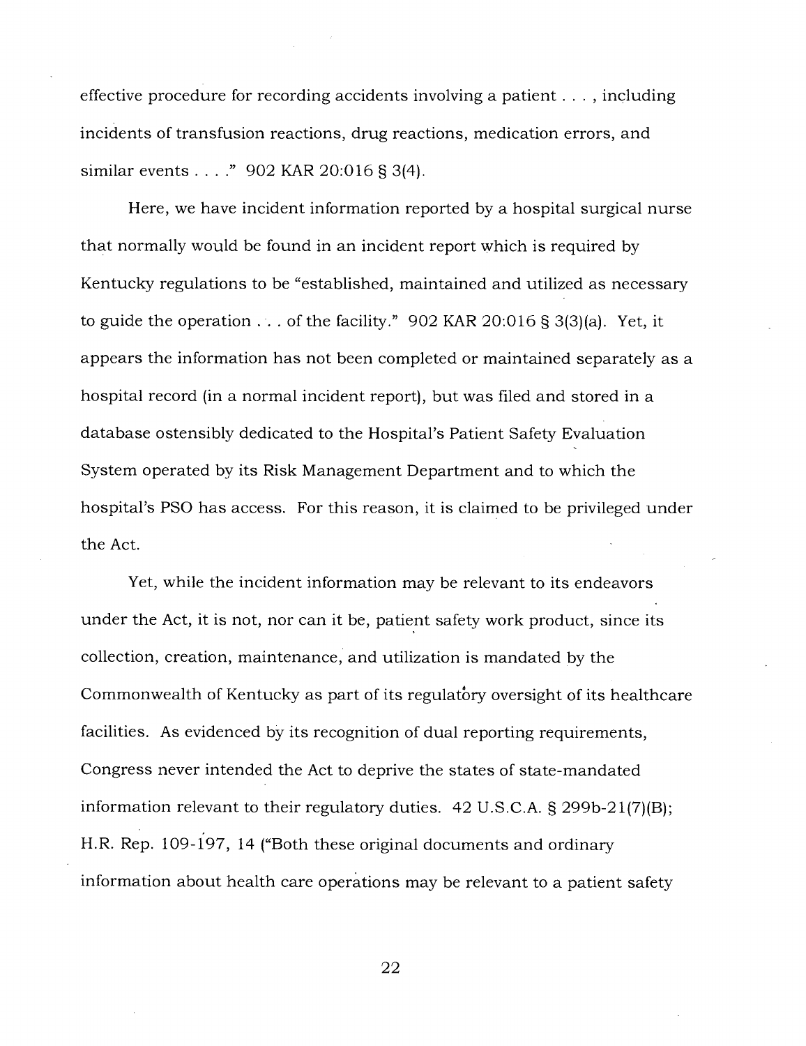effective procedure for recording accidents involving a patient . . . , including incidents of transfusion reactions, drug reactions, medication errors, and similar events . . . ." 902 KAR 20:016 § 3(4).

Here, we have incident information reported by a hospital surgical nurse that normally would be found in an incident report which is required by Kentucky regulations to be "established, maintained and utilized as necessary to guide the operation . . . of the facility." 902 KAR 20:016 § 3(3)(a). Yet, it appears the information has not been completed or maintained separately as a hospital record (in a normal incident report), but was filed and stored in a database ostensibly dedicated to the Hospital's Patient Safety Evaluation System operated by its Risk Management Department and to which the hospital's PSO has access. For this reason, it is claimed to be privileged under the Act.

Yet, while the incident information may be relevant to its endeavors under the Act, it is not, nor can it be, patient safety work product, since its collection, creation, maintenance, and utilization is mandated by the Commonwealth of Kentucky as part of its regulatory oversight of its healthcare facilities. As evidenced by its recognition of dual reporting requirements, Congress never intended the Act to deprive the states of state-mandated information relevant to their regulatory duties. 42 U.S.C.A. § 299b-21(7)(B); H.R. Rep. 109-197, 14 ("Both these original documents and ordinary information about health care operations may be relevant to a patient safety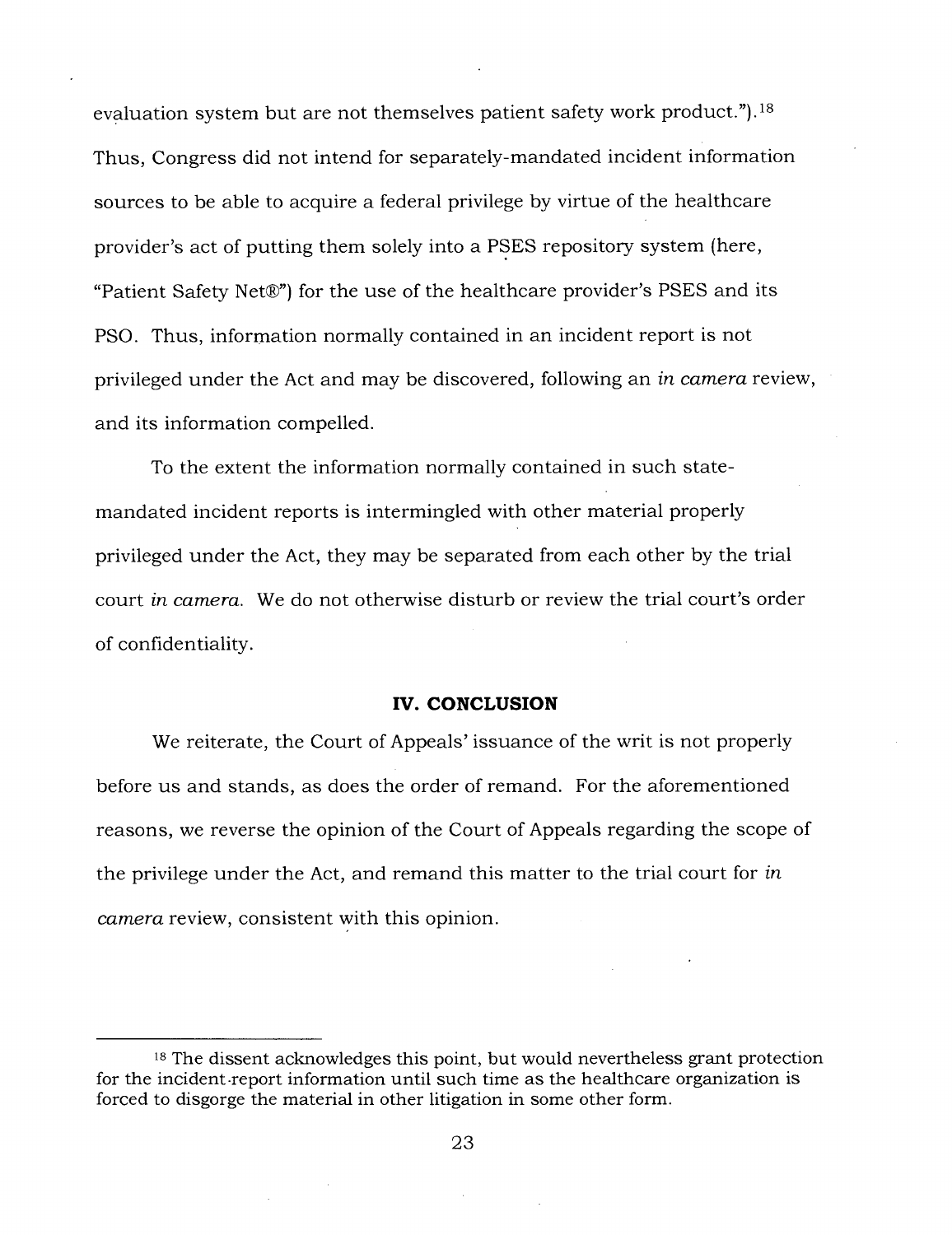evaluation system but are not themselves patient safety work product.").[18] Thus, Congress did not intend for separately-mandated incident information sources to be able to acquire a federal privilege by virtue of the healthcare provider's act of putting them solely into a PSES repository system (here, "Patient Safety Net®") for the use of the healthcare provider's PSES and its PSO. Thus, information normally contained in an incident report is not privileged under the Act and may be discovered, following an *in camera* review, and its information compelled.

To the extent the information normally contained in such state-mandated incident reports is intermingled with other material properly privileged under the Act, they may be separated from each other by the trial court *in camera*. We do not otherwise disturb or review the trial court's order of confidentiality.

## IV. CONCLUSION

We reiterate, the Court of Appeals' issuance of the writ is not properly before us and stands, as does the order of remand. For the aforementioned reasons, we reverse the opinion of the Court of Appeals regarding the scope of the privilege under the Act, and remand this matter to the trial court for *in camera* review, consistent with this opinion.

---

[18] The dissent acknowledges this point, but would nevertheless grant protection for the incident-report information until such time as the healthcare organization is forced to disgorge the material in other litigation in some other form.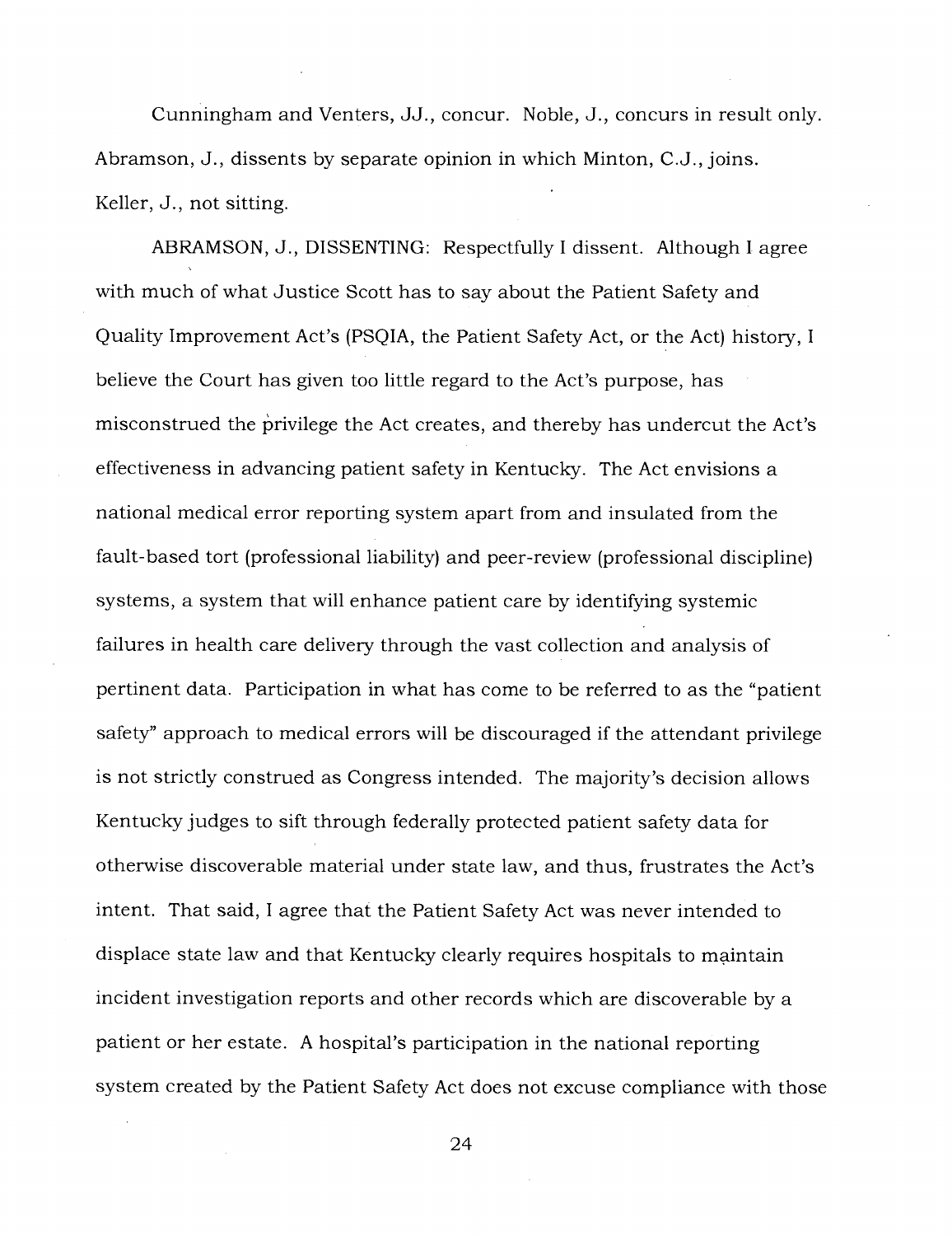Cunningham and Venters, JJ., concur. Noble, J., concurs in result only. Abramson, J., dissents by separate opinion in which Minton, C.J., joins. Keller, J., not sitting.

ABRAMSON, J., DISSENTING: Respectfully I dissent. Although I agree with much of what Justice Scott has to say about the Patient Safety and Quality Improvement Act's (PSQIA, the Patient Safety Act, or the Act) history, I believe the Court has given too little regard to the Act's purpose, has misconstrued the privilege the Act creates, and thereby has undercut the Act's effectiveness in advancing patient safety in Kentucky. The Act envisions a national medical error reporting system apart from and insulated from the fault-based tort (professional liability) and peer-review (professional discipline) systems, a system that will enhance patient care by identifying systemic failures in health care delivery through the vast collection and analysis of pertinent data. Participation in what has come to be referred to as the "patient safety" approach to medical errors will be discouraged if the attendant privilege is not strictly construed as Congress intended. The majority's decision allows Kentucky judges to sift through federally protected patient safety data for otherwise discoverable material under state law, and thus, frustrates the Act's intent. That said, I agree that the Patient Safety Act was never intended to displace state law and that Kentucky clearly requires hospitals to maintain incident investigation reports and other records which are discoverable by a patient or her estate. A hospital's participation in the national reporting system created by the Patient Safety Act does not excuse compliance with those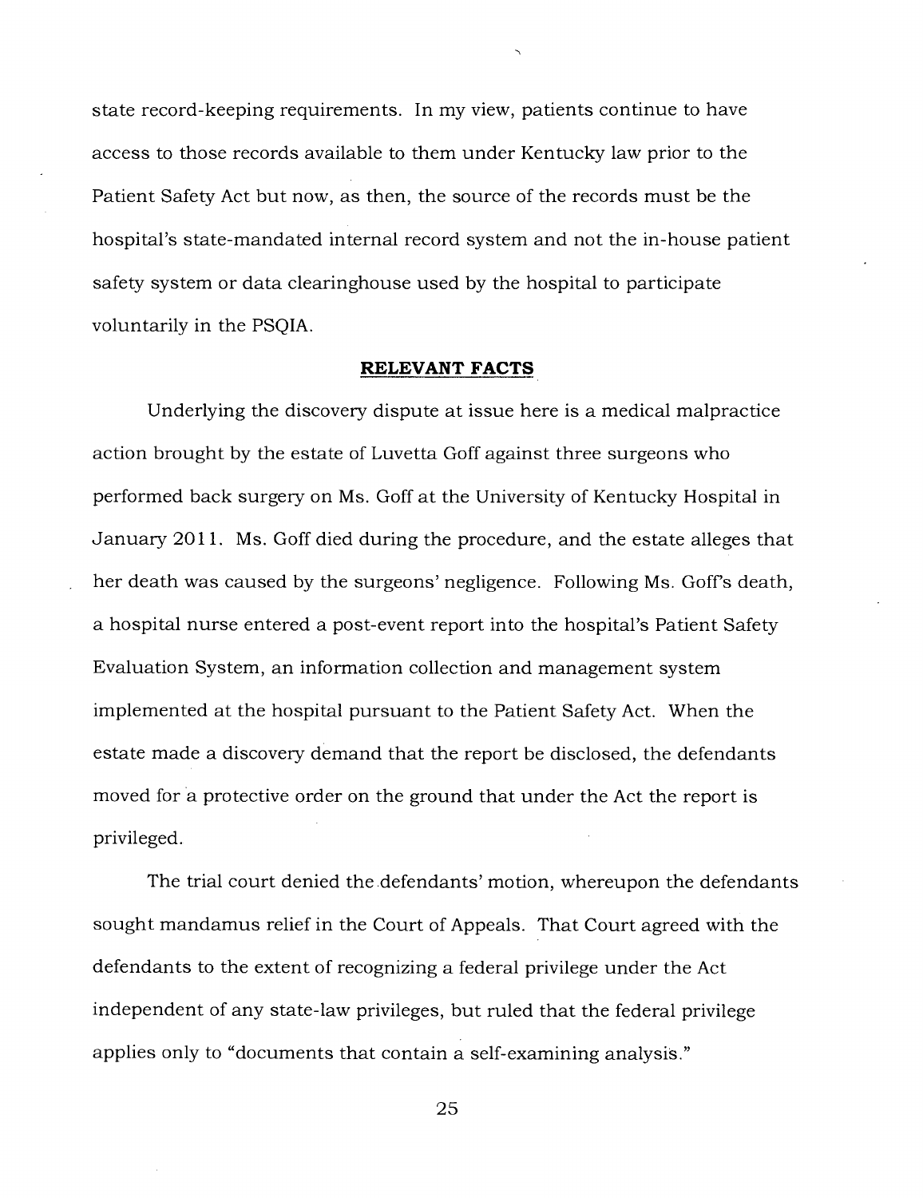state record-keeping requirements. In my view, patients continue to have access to those records available to them under Kentucky law prior to the Patient Safety Act but now, as then, the source of the records must be the hospital's state-mandated internal record system and not the in-house patient safety system or data clearinghouse used by the hospital to participate voluntarily in the PSQIA.

## RELEVANT FACTS

Underlying the discovery dispute at issue here is a medical malpractice action brought by the estate of Luvetta Goff against three surgeons who performed back surgery on Ms. Goff at the University of Kentucky Hospital in January 2011. Ms. Goff died during the procedure, and the estate alleges that her death was caused by the surgeons' negligence. Following Ms. Goff's death, a hospital nurse entered a post-event report into the hospital's Patient Safety Evaluation System, an information collection and management system implemented at the hospital pursuant to the Patient Safety Act. When the estate made a discovery demand that the report be disclosed, the defendants moved for a protective order on the ground that under the Act the report is privileged.

The trial court denied the defendants' motion, whereupon the defendants sought mandamus relief in the Court of Appeals. That Court agreed with the defendants to the extent of recognizing a federal privilege under the Act independent of any state-law privileges, but ruled that the federal privilege applies only to "documents that contain a self-examining analysis."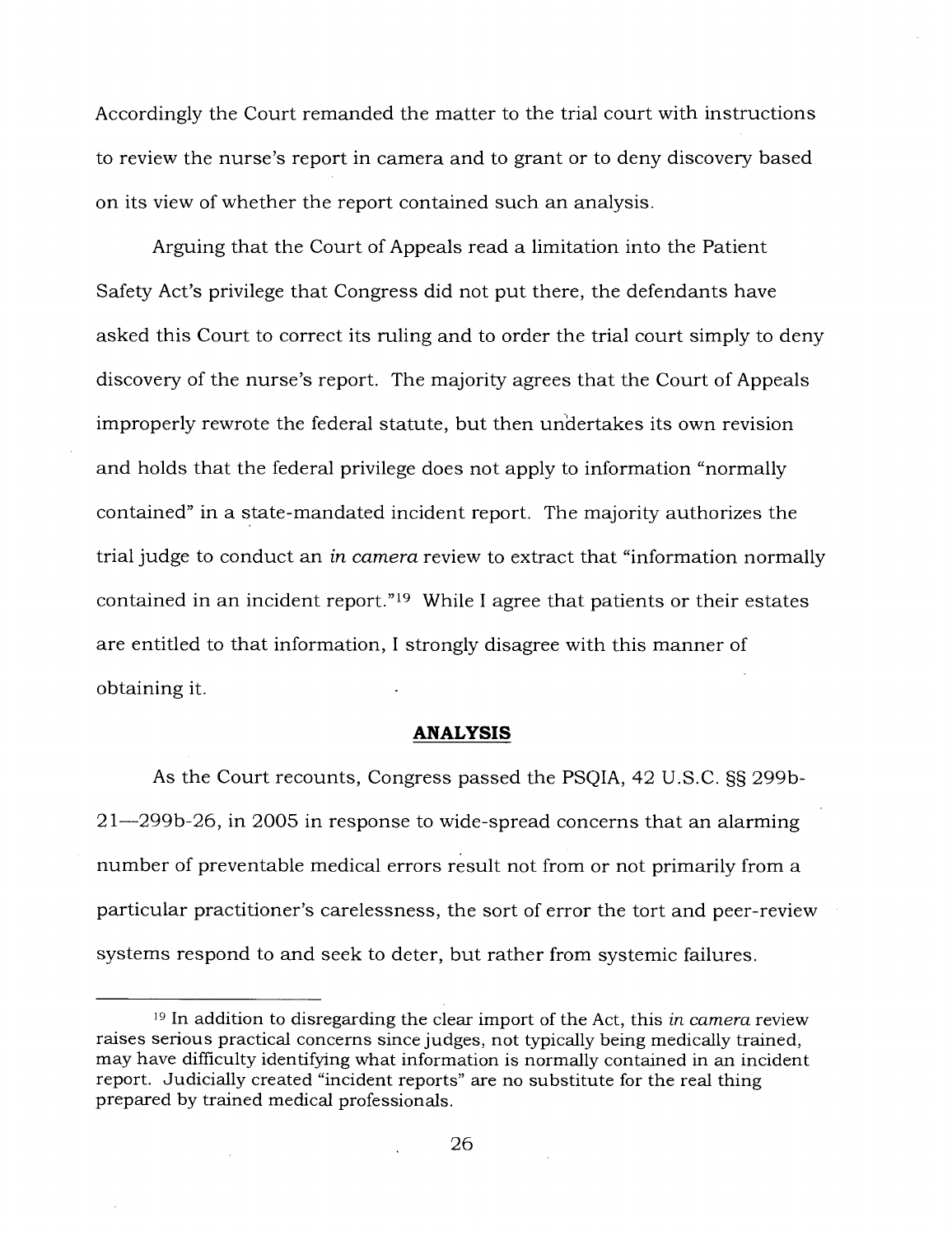Accordingly the Court remanded the matter to the trial court with instructions to review the nurse's report in camera and to grant or to deny discovery based on its view of whether the report contained such an analysis.

Arguing that the Court of Appeals read a limitation into the Patient Safety Act's privilege that Congress did not put there, the defendants have asked this Court to correct its ruling and to order the trial court simply to deny discovery of the nurse's report. The majority agrees that the Court of Appeals improperly rewrote the federal statute, but then undertakes its own revision and holds that the federal privilege does not apply to information "normally contained" in a state-mandated incident report. The majority authorizes the trial judge to conduct an *in camera* review to extract that "information normally contained in an incident report."[19] While I agree that patients or their estates are entitled to that information, I strongly disagree with this manner of obtaining it.

## ANALYSIS

As the Court recounts, Congress passed the PSQIA, 42 U.S.C. §§ 299b-21—299b-26, in 2005 in response to wide-spread concerns that an alarming number of preventable medical errors result not from or not primarily from a particular practitioner's carelessness, the sort of error the tort and peer-review systems respond to and seek to deter, but rather from systemic failures.

---

[19] In addition to disregarding the clear import of the Act, this *in camera* review raises serious practical concerns since judges, not typically being medically trained, may have difficulty identifying what information is normally contained in an incident report. Judicially created "incident reports" are no substitute for the real thing prepared by trained medical professionals.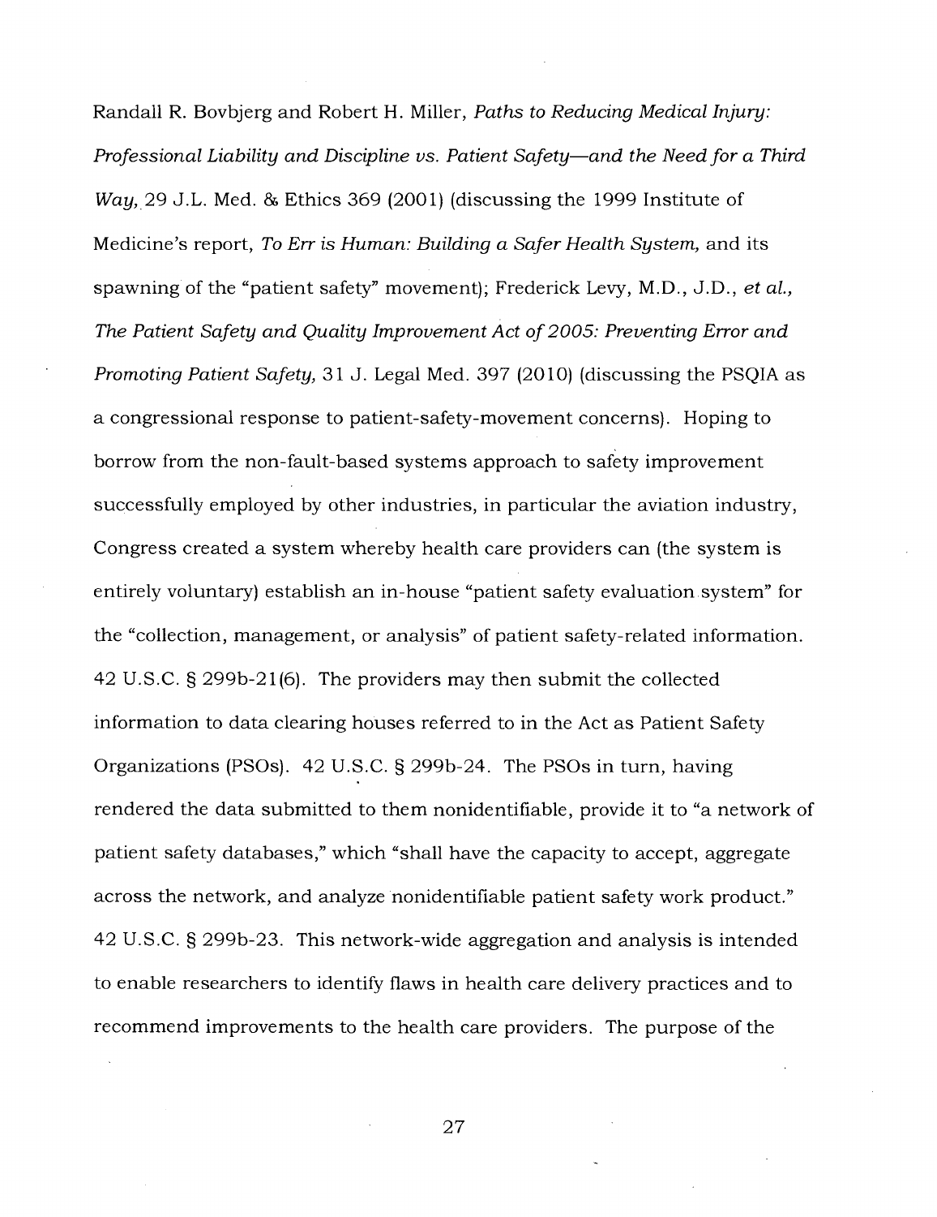Randall R. Bovbjerg and Robert H. Miller, *Paths to Reducing Medical Injury: Professional Liability and Discipline vs. Patient Safety—and the Need for a Third Way*, 29 J.L. Med. & Ethics 369 (2001) (discussing the 1999 Institute of Medicine's report, *To Err is Human: Building a Safer Health System*, and its spawning of the "patient safety" movement); Frederick Levy, M.D., J.D., *et al.*, *The Patient Safety and Quality Improvement Act of 2005: Preventing Error and Promoting Patient Safety*, 31 J. Legal Med. 397 (2010) (discussing the PSQIA as a congressional response to patient-safety-movement concerns). Hoping to borrow from the non-fault-based systems approach to safety improvement successfully employed by other industries, in particular the aviation industry, Congress created a system whereby health care providers can (the system is entirely voluntary) establish an in-house "patient safety evaluation system" for the "collection, management, or analysis" of patient safety-related information. 42 U.S.C. § 299b-21(6). The providers may then submit the collected information to data clearing houses referred to in the Act as Patient Safety Organizations (PSOs). 42 U.S.C. § 299b-24. The PSOs in turn, having rendered the data submitted to them nonidentifiable, provide it to "a network of patient safety databases," which "shall have the capacity to accept, aggregate across the network, and analyze nonidentifiable patient safety work product." 42 U.S.C. § 299b-23. This network-wide aggregation and analysis is intended to enable researchers to identify flaws in health care delivery practices and to recommend improvements to the health care providers. The purpose of the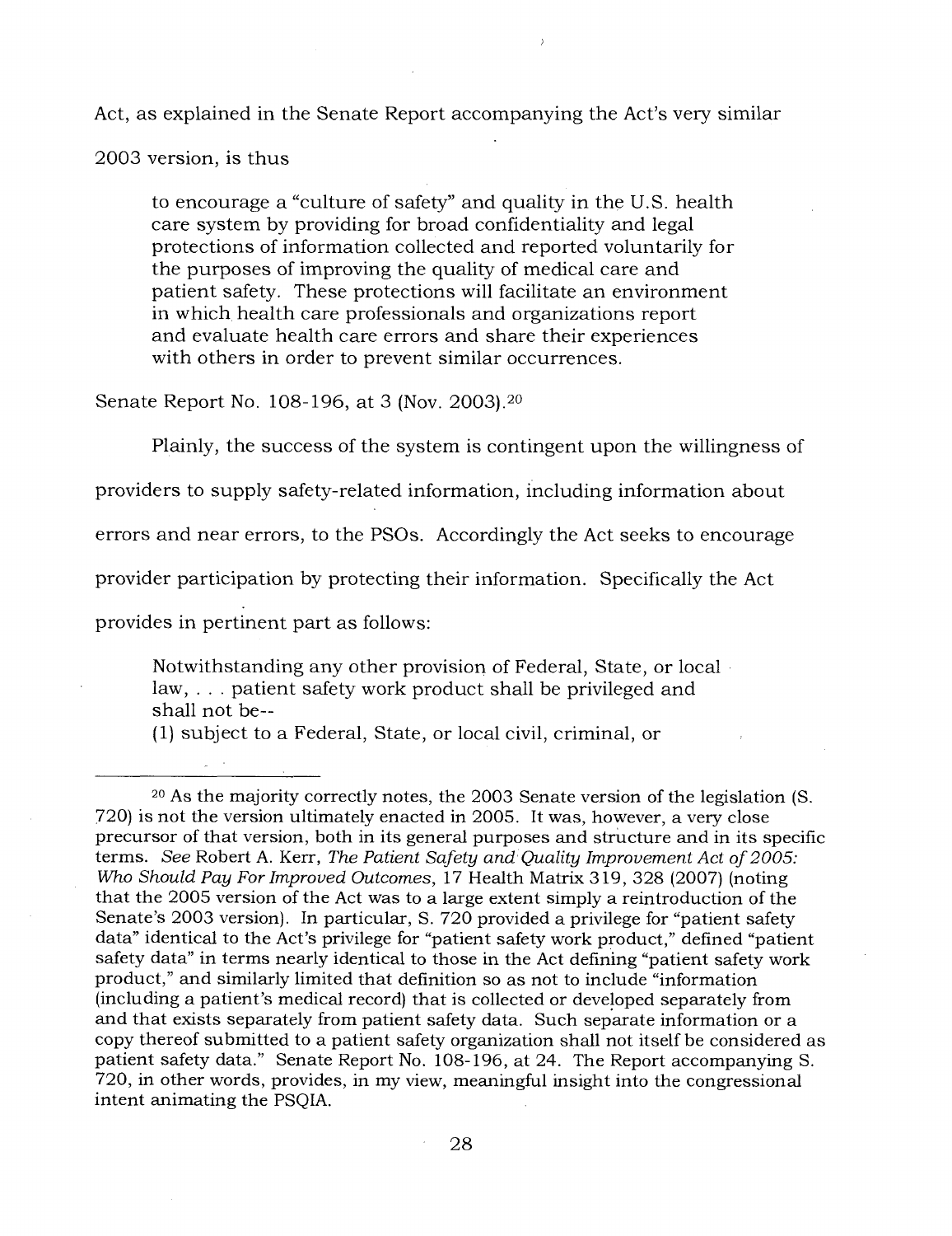Act, as explained in the Senate Report accompanying the Act's very similar 2003 version, is thus

> to encourage a "culture of safety" and quality in the U.S. health care system by providing for broad confidentiality and legal protections of information collected and reported voluntarily for the purposes of improving the quality of medical care and patient safety. These protections will facilitate an environment in which health care professionals and organizations report and evaluate health care errors and share their experiences with others in order to prevent similar occurrences.

Senate Report No. 108-196, at 3 (Nov. 2003).[20]

Plainly, the success of the system is contingent upon the willingness of providers to supply safety-related information, including information about errors and near errors, to the PSOs. Accordingly the Act seeks to encourage provider participation by protecting their information. Specifically the Act provides in pertinent part as follows:

> Notwithstanding any other provision of Federal, State, or local law, . . . patient safety work product shall be privileged and shall not be--
> (1) subject to a Federal, State, or local civil, criminal, or

---

[20] As the majority correctly notes, the 2003 Senate version of the legislation (S. 720) is not the version ultimately enacted in 2005. It was, however, a very close precursor of that version, both in its general purposes and structure and in its specific terms. *See* Robert A. Kerr, *The Patient Safety and Quality Improvement Act of 2005: Who Should Pay For Improved Outcomes*, 17 Health Matrix 319, 328 (2007) (noting that the 2005 version of the Act was to a large extent simply a reintroduction of the Senate's 2003 version). In particular, S. 720 provided a privilege for "patient safety data" identical to the Act's privilege for "patient safety work product," defined "patient safety data" in terms nearly identical to those in the Act defining "patient safety work product," and similarly limited that definition so as not to include "information (including a patient's medical record) that is collected or developed separately from and that exists separately from patient safety data. Such separate information or a copy thereof submitted to a patient safety organization shall not itself be considered as patient safety data." Senate Report No. 108-196, at 24. The Report accompanying S. 720, in other words, provides, in my view, meaningful insight into the congressional intent animating the PSQIA.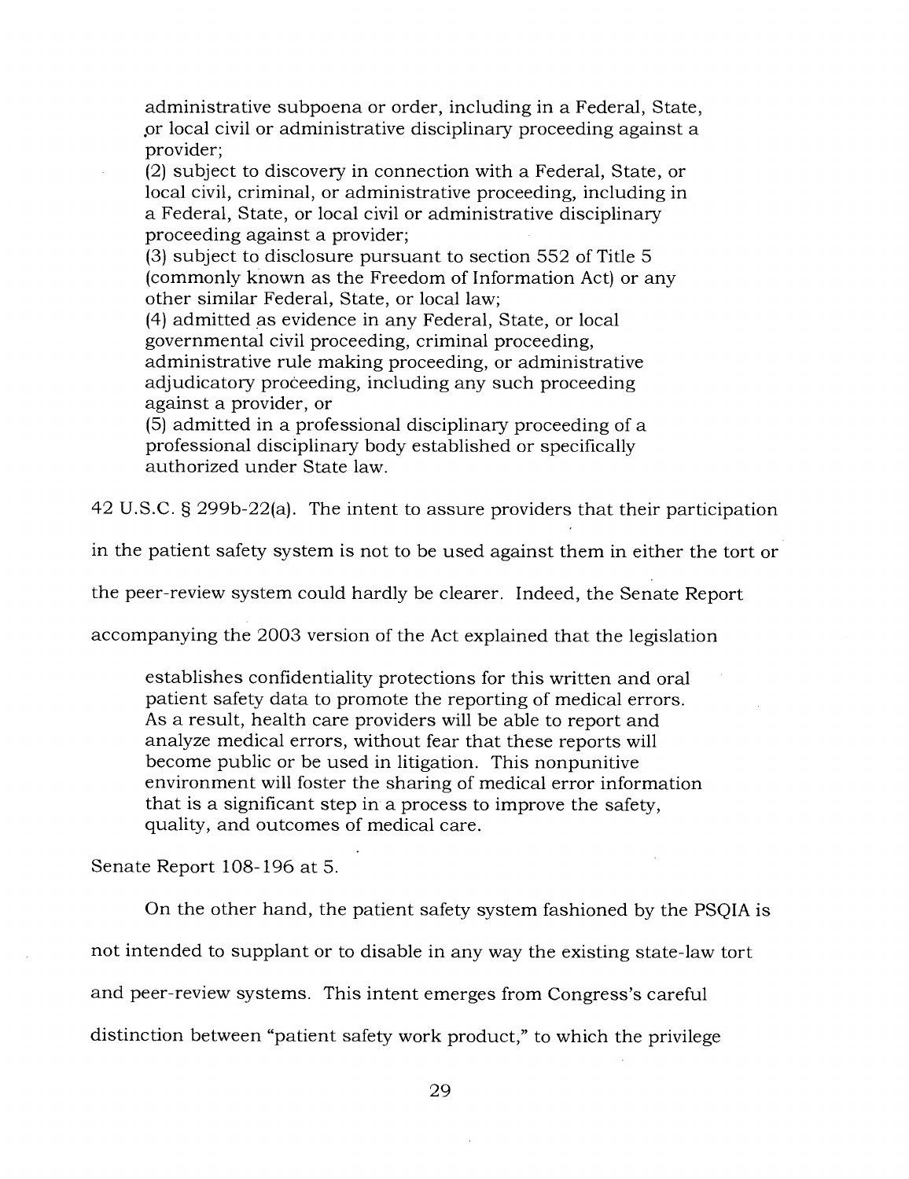> administrative subpoena or order, including in a Federal, State, or local civil or administrative disciplinary proceeding against a provider;
>
> (2) subject to discovery in connection with a Federal, State, or local civil, criminal, or administrative proceeding, including in a Federal, State, or local civil or administrative disciplinary proceeding against a provider;
>
> (3) subject to disclosure pursuant to section 552 of Title 5 (commonly known as the Freedom of Information Act) or any other similar Federal, State, or local law;
>
> (4) admitted as evidence in any Federal, State, or local governmental civil proceeding, criminal proceeding, administrative rule making proceeding, or administrative adjudicatory proceeding, including any such proceeding against a provider, or
>
> (5) admitted in a professional disciplinary proceeding of a professional disciplinary body established or specifically authorized under State law.

42 U.S.C. § 299b-22(a). The intent to assure providers that their participation in the patient safety system is not to be used against them in either the tort or the peer-review system could hardly be clearer. Indeed, the Senate Report accompanying the 2003 version of the Act explained that the legislation

> establishes confidentiality protections for this written and oral patient safety data to promote the reporting of medical errors. As a result, health care providers will be able to report and analyze medical errors, without fear that these reports will become public or be used in litigation. This nonpunitive environment will foster the sharing of medical error information that is a significant step in a process to improve the safety, quality, and outcomes of medical care.

Senate Report 108-196 at 5.

On the other hand, the patient safety system fashioned by the PSQIA is not intended to supplant or to disable in any way the existing state-law tort and peer-review systems. This intent emerges from Congress's careful distinction between "patient safety work product," to which the privilege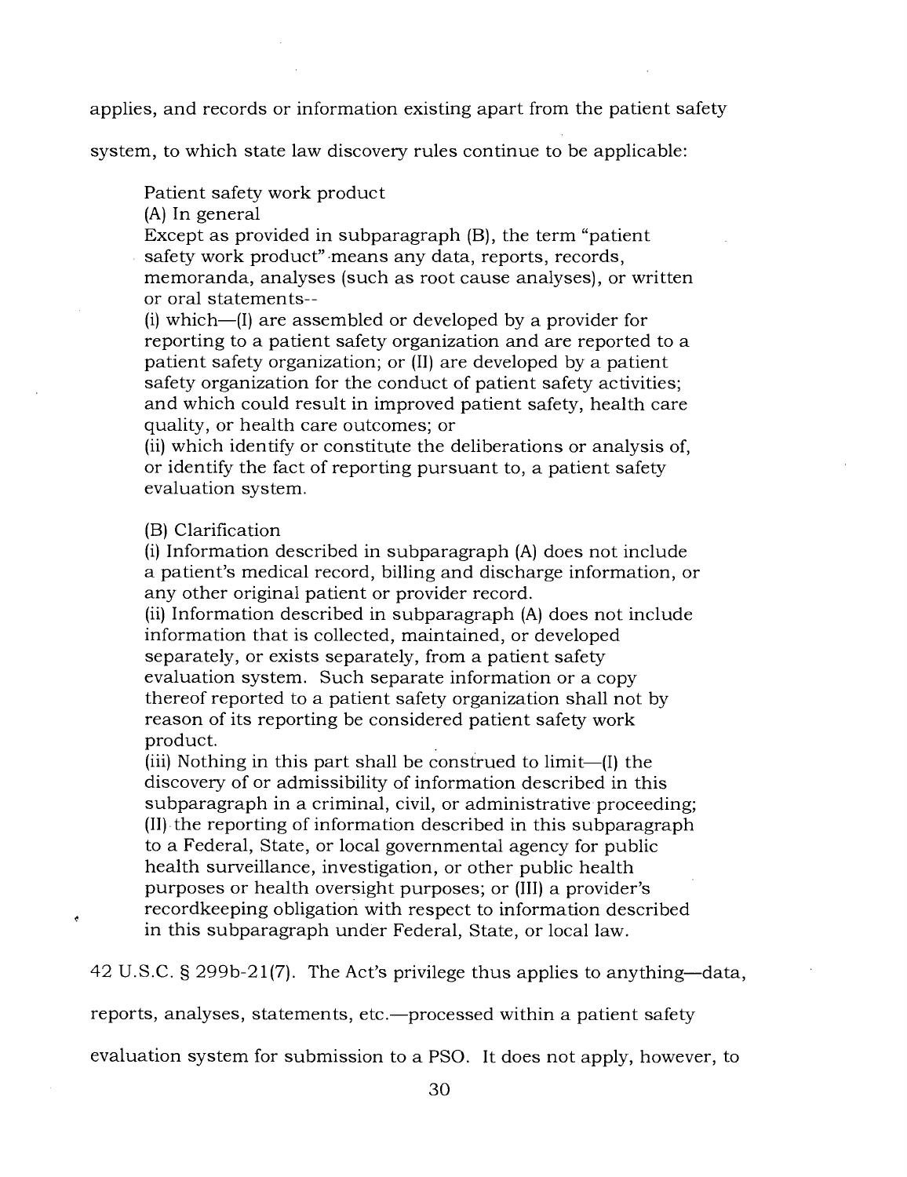applies, and records or information existing apart from the patient safety system, to which state law discovery rules continue to be applicable:

> Patient safety work product
> (A) In general
> Except as provided in subparagraph (B), the term "patient safety work product" means any data, reports, records, memoranda, analyses (such as root cause analyses), or written or oral statements--
> (i) which—(I) are assembled or developed by a provider for reporting to a patient safety organization and are reported to a patient safety organization; or (II) are developed by a patient safety organization for the conduct of patient safety activities; and which could result in improved patient safety, health care quality, or health care outcomes; or
> (ii) which identify or constitute the deliberations or analysis of, or identify the fact of reporting pursuant to, a patient safety evaluation system.
>
> (B) Clarification
> (i) Information described in subparagraph (A) does not include a patient's medical record, billing and discharge information, or any other original patient or provider record.
> (ii) Information described in subparagraph (A) does not include information that is collected, maintained, or developed separately, or exists separately, from a patient safety evaluation system. Such separate information or a copy thereof reported to a patient safety organization shall not by reason of its reporting be considered patient safety work product.
> (iii) Nothing in this part shall be construed to limit—(I) the discovery of or admissibility of information described in this subparagraph in a criminal, civil, or administrative proceeding; (II) the reporting of information described in this subparagraph to a Federal, State, or local governmental agency for public health surveillance, investigation, or other public health purposes or health oversight purposes; or (III) a provider's recordkeeping obligation with respect to information described in this subparagraph under Federal, State, or local law.

42 U.S.C. § 299b-21(7). The Act's privilege thus applies to anything—data, reports, analyses, statements, etc.—processed within a patient safety evaluation system for submission to a PSO. It does not apply, however, to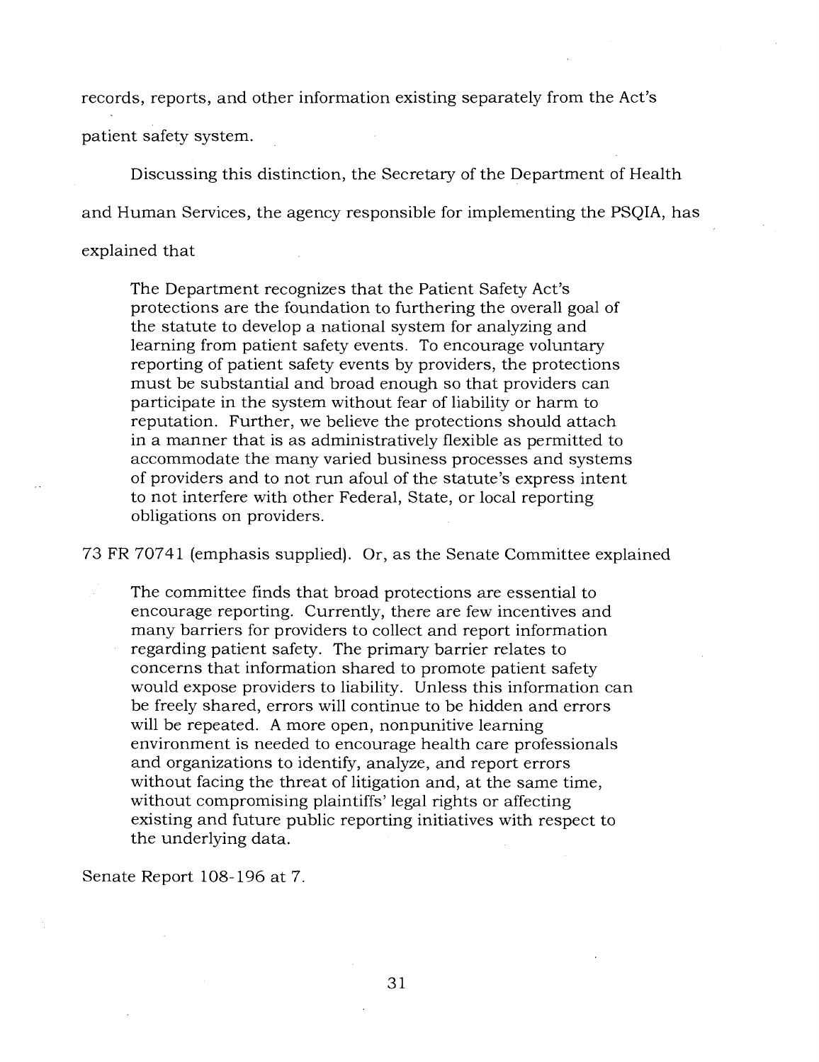records, reports, and other information existing separately from the Act's patient safety system.

Discussing this distinction, the Secretary of the Department of Health and Human Services, the agency responsible for implementing the PSQIA, has explained that

> The Department recognizes that the Patient Safety Act's protections are the foundation to furthering the overall goal of the statute to develop a national system for analyzing and learning from patient safety events. To encourage voluntary reporting of patient safety events by providers, the protections must be substantial and broad enough so that providers can participate in the system without fear of liability or harm to reputation. Further, we believe the protections should attach in a manner that is as administratively flexible as permitted to accommodate the many varied business processes and systems of providers and to not run afoul of the statute's express intent to not interfere with other Federal, State, or local reporting obligations on providers.

73 FR 70741 (emphasis supplied). Or, as the Senate Committee explained

> The committee finds that broad protections are essential to encourage reporting. Currently, there are few incentives and many barriers for providers to collect and report information regarding patient safety. The primary barrier relates to concerns that information shared to promote patient safety would expose providers to liability. Unless this information can be freely shared, errors will continue to be hidden and errors will be repeated. A more open, nonpunitive learning environment is needed to encourage health care professionals and organizations to identify, analyze, and report errors without facing the threat of litigation and, at the same time, without compromising plaintiffs' legal rights or affecting existing and future public reporting initiatives with respect to the underlying data.

Senate Report 108-196 at 7.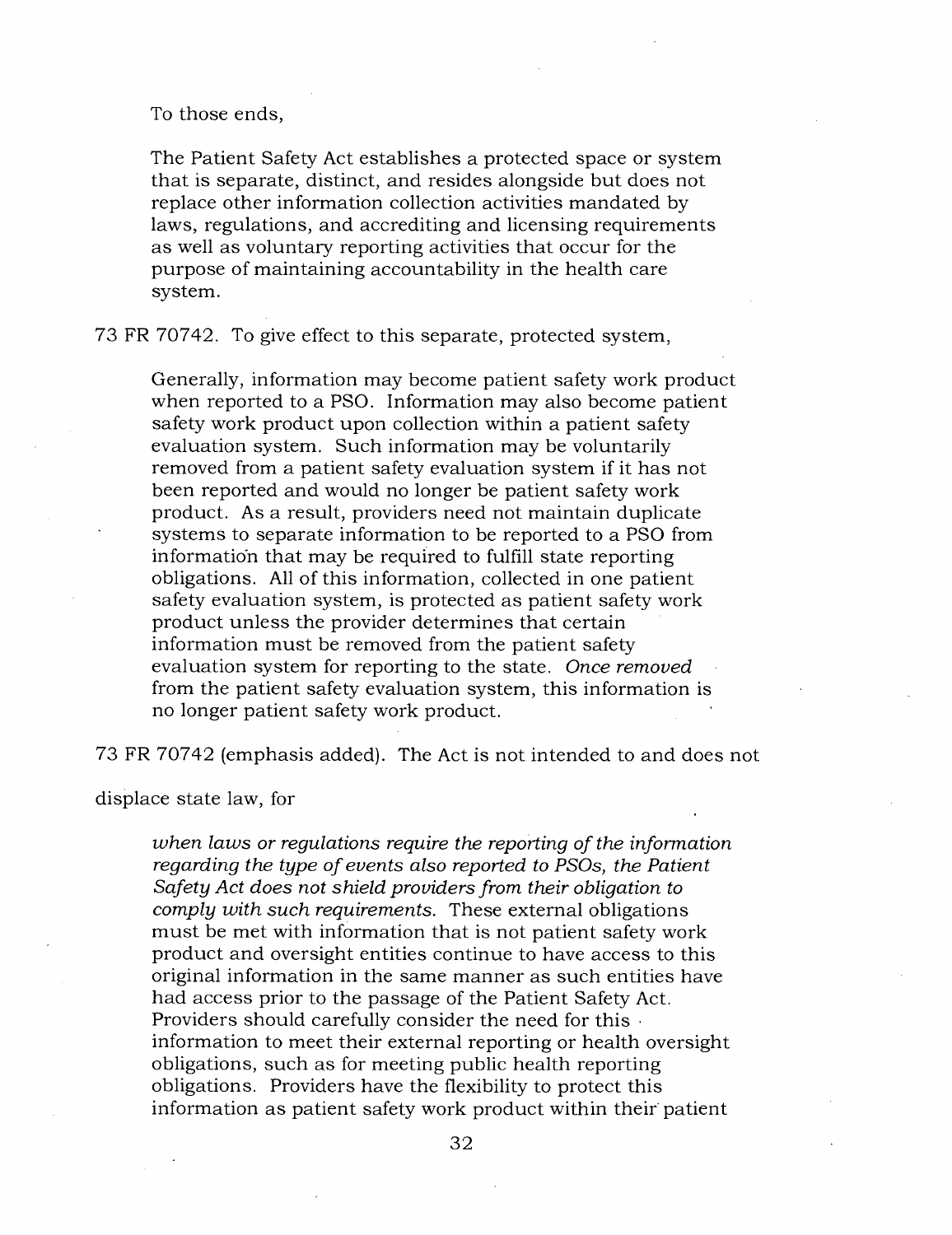To those ends,

> The Patient Safety Act establishes a protected space or system that is separate, distinct, and resides alongside but does not replace other information collection activities mandated by laws, regulations, and accrediting and licensing requirements as well as voluntary reporting activities that occur for the purpose of maintaining accountability in the health care system.

73 FR 70742. To give effect to this separate, protected system,

> Generally, information may become patient safety work product when reported to a PSO. Information may also become patient safety work product upon collection within a patient safety evaluation system. Such information may be voluntarily removed from a patient safety evaluation system if it has not been reported and would no longer be patient safety work product. As a result, providers need not maintain duplicate systems to separate information to be reported to a PSO from information that may be required to fulfill state reporting obligations. All of this information, collected in one patient safety evaluation system, is protected as patient safety work product unless the provider determines that certain information must be removed from the patient safety evaluation system for reporting to the state. *Once removed* from the patient safety evaluation system, this information is no longer patient safety work product.

73 FR 70742 (emphasis added). The Act is not intended to and does not displace state law, for

> *when laws or regulations require the reporting of the information regarding the type of events also reported to PSOs, the Patient Safety Act does not shield providers from their obligation to comply with such requirements.* These external obligations must be met with information that is not patient safety work product and oversight entities continue to have access to this original information in the same manner as such entities have had access prior to the passage of the Patient Safety Act. Providers should carefully consider the need for this information to meet their external reporting or health oversight obligations, such as for meeting public health reporting obligations. Providers have the flexibility to protect this information as patient safety work product within their patient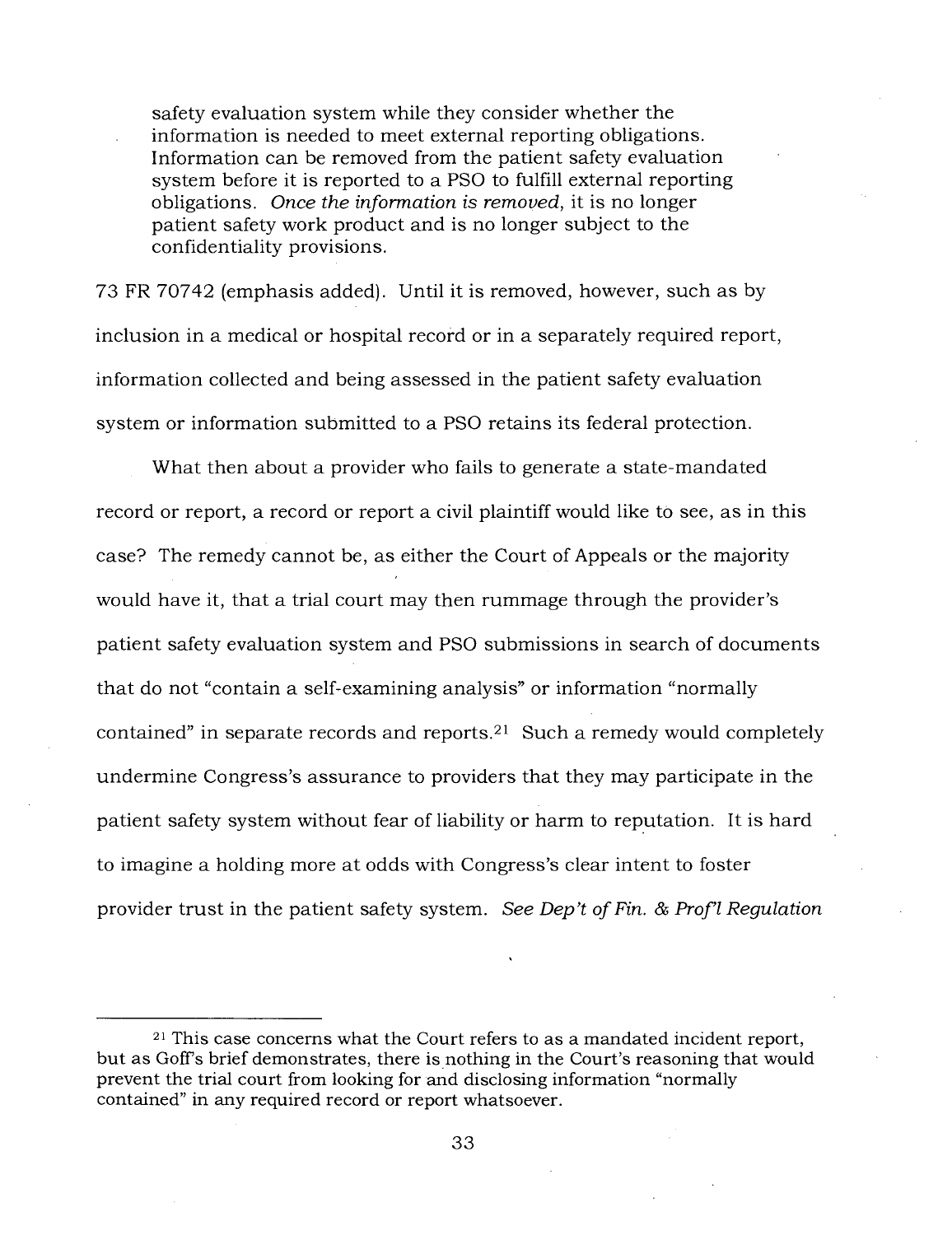> safety evaluation system while they consider whether the information is needed to meet external reporting obligations. Information can be removed from the patient safety evaluation system before it is reported to a PSO to fulfill external reporting obligations. *Once the information is removed*, it is no longer patient safety work product and is no longer subject to the confidentiality provisions.

73 FR 70742 (emphasis added). Until it is removed, however, such as by inclusion in a medical or hospital record or in a separately required report, information collected and being assessed in the patient safety evaluation system or information submitted to a PSO retains its federal protection.

What then about a provider who fails to generate a state-mandated record or report, a record or report a civil plaintiff would like to see, as in this case? The remedy cannot be, as either the Court of Appeals or the majority would have it, that a trial court may then rummage through the provider's patient safety evaluation system and PSO submissions in search of documents that do not "contain a self-examining analysis" or information "normally contained" in separate records and reports.[21] Such a remedy would completely undermine Congress's assurance to providers that they may participate in the patient safety system without fear of liability or harm to reputation. It is hard to imagine a holding more at odds with Congress's clear intent to foster provider trust in the patient safety system. *See Dep't of Fin. & Prof'l Regulation*

---

[21] This case concerns what the Court refers to as a mandated incident report, but as Goff's brief demonstrates, there is nothing in the Court's reasoning that would prevent the trial court from looking for and disclosing information "normally contained" in any required record or report whatsoever.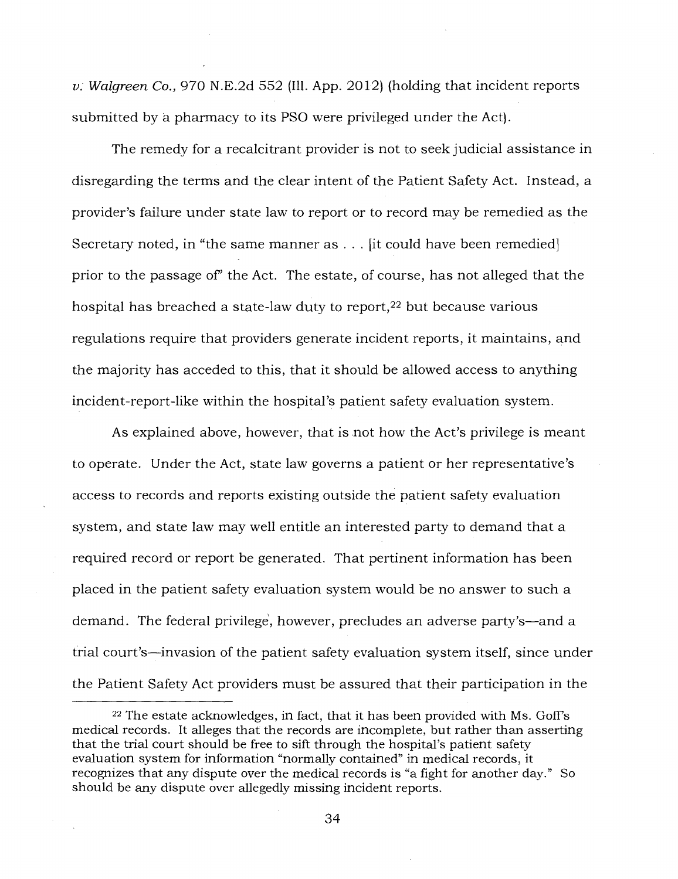*v. Walgreen Co.*, 970 N.E.2d 552 (Ill. App. 2012) (holding that incident reports submitted by a pharmacy to its PSO were privileged under the Act).

The remedy for a recalcitrant provider is not to seek judicial assistance in disregarding the terms and the clear intent of the Patient Safety Act. Instead, a provider's failure under state law to report or to record may be remedied as the Secretary noted, in "the same manner as . . . [it could have been remedied] prior to the passage of" the Act. The estate, of course, has not alleged that the hospital has breached a state-law duty to report,[22] but because various regulations require that providers generate incident reports, it maintains, and the majority has acceded to this, that it should be allowed access to anything incident-report-like within the hospital's patient safety evaluation system.

As explained above, however, that is not how the Act's privilege is meant to operate. Under the Act, state law governs a patient or her representative's access to records and reports existing outside the patient safety evaluation system, and state law may well entitle an interested party to demand that a required record or report be generated. That pertinent information has been placed in the patient safety evaluation system would be no answer to such a demand. The federal privilege, however, precludes an adverse party's—and a trial court's—invasion of the patient safety evaluation system itself, since under the Patient Safety Act providers must be assured that their participation in the

---

[22] The estate acknowledges, in fact, that it has been provided with Ms. Goff's medical records. It alleges that the records are incomplete, but rather than asserting that the trial court should be free to sift through the hospital's patient safety evaluation system for information "normally contained" in medical records, it recognizes that any dispute over the medical records is "a fight for another day." So should be any dispute over allegedly missing incident reports.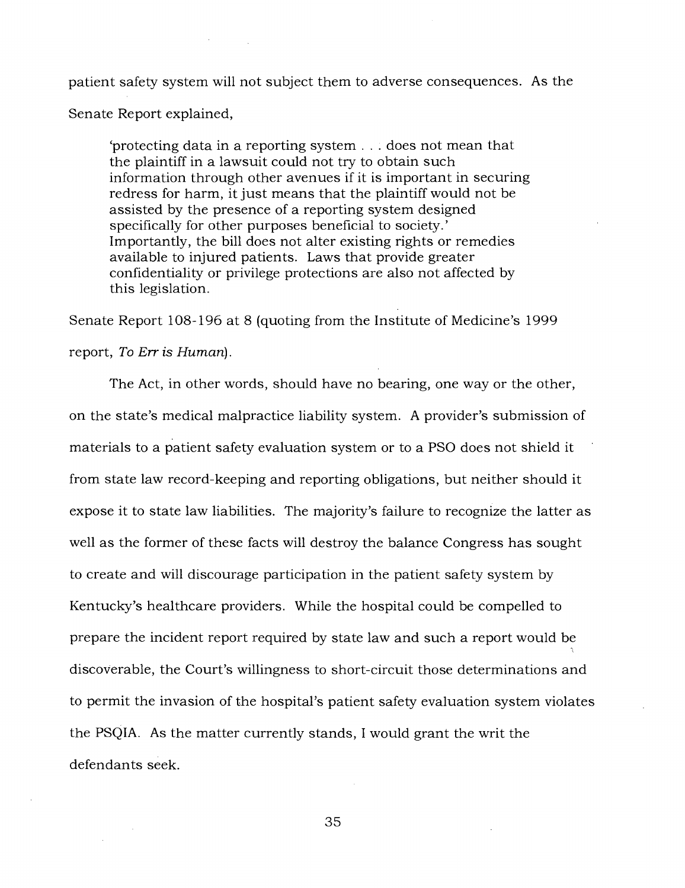patient safety system will not subject them to adverse consequences. As the Senate Report explained,

> 'protecting data in a reporting system . . . does not mean that the plaintiff in a lawsuit could not try to obtain such information through other avenues if it is important in securing redress for harm, it just means that the plaintiff would not be assisted by the presence of a reporting system designed specifically for other purposes beneficial to society.' Importantly, the bill does not alter existing rights or remedies available to injured patients. Laws that provide greater confidentiality or privilege protections are also not affected by this legislation.

Senate Report 108-196 at 8 (quoting from the Institute of Medicine's 1999 report, *To Err is Human*).

The Act, in other words, should have no bearing, one way or the other, on the state's medical malpractice liability system. A provider's submission of materials to a patient safety evaluation system or to a PSO does not shield it from state law record-keeping and reporting obligations, but neither should it expose it to state law liabilities. The majority's failure to recognize the latter as well as the former of these facts will destroy the balance Congress has sought to create and will discourage participation in the patient safety system by Kentucky's healthcare providers. While the hospital could be compelled to prepare the incident report required by state law and such a report would be discoverable, the Court's willingness to short-circuit those determinations and to permit the invasion of the hospital's patient safety evaluation system violates the PSQIA. As the matter currently stands, I would grant the writ the defendants seek.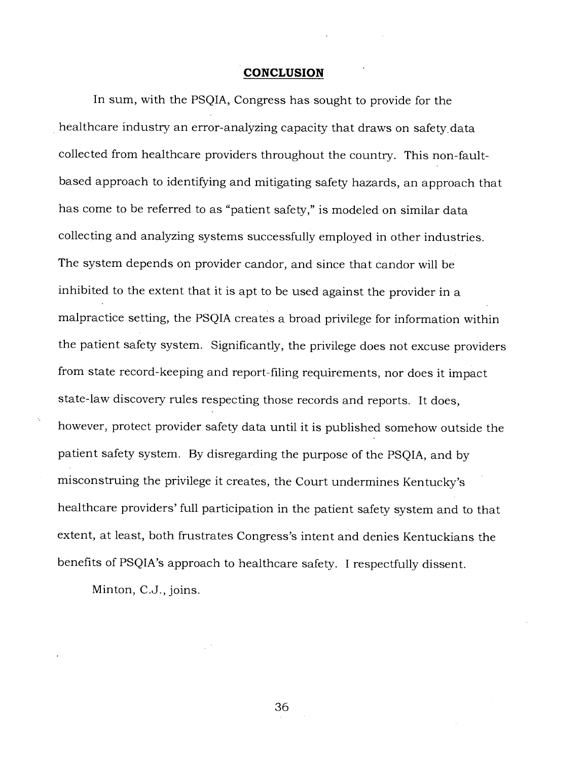## CONCLUSION

In sum, with the PSQIA, Congress has sought to provide for the healthcare industry an error-analyzing capacity that draws on safety data collected from healthcare providers throughout the country. This non-fault-based approach to identifying and mitigating safety hazards, an approach that has come to be referred to as "patient safety," is modeled on similar data collecting and analyzing systems successfully employed in other industries. The system depends on provider candor, and since that candor will be inhibited to the extent that it is apt to be used against the provider in a malpractice setting, the PSQIA creates a broad privilege for information within the patient safety system. Significantly, the privilege does not excuse providers from state record-keeping and report-filing requirements, nor does it impact state-law discovery rules respecting those records and reports. It does, however, protect provider safety data until it is published somehow outside the patient safety system. By disregarding the purpose of the PSQIA, and by misconstruing the privilege it creates, the Court undermines Kentucky's healthcare providers' full participation in the patient safety system and to that extent, at least, both frustrates Congress's intent and denies Kentuckians the benefits of PSQIA's approach to healthcare safety. I respectfully dissent.

Minton, C.J., joins.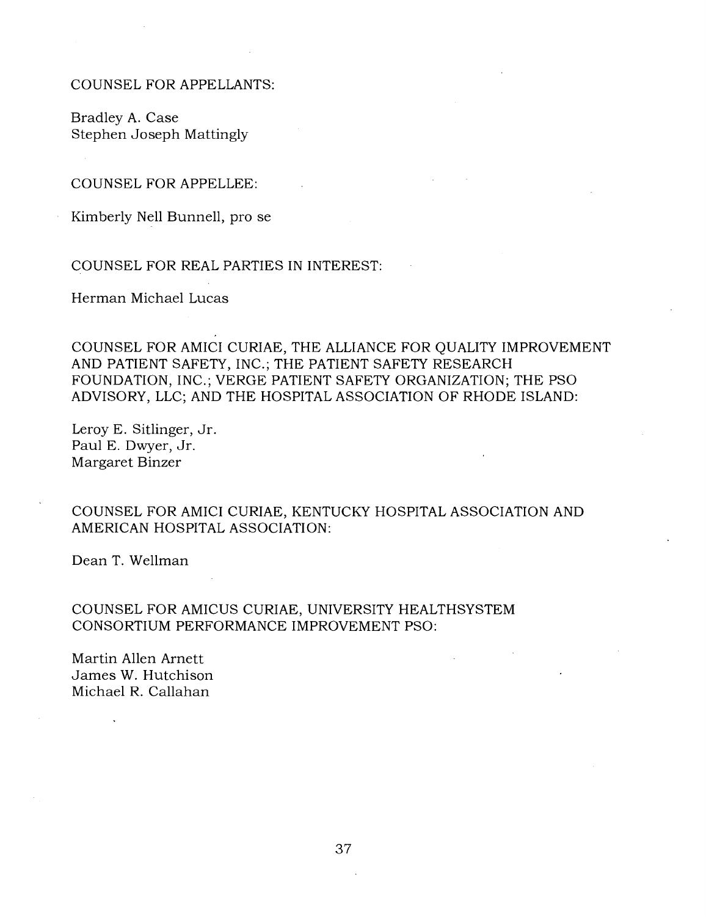COUNSEL FOR APPELLANTS:

Bradley A. Case
Stephen Joseph Mattingly

COUNSEL FOR APPELLEE:

Kimberly Nell Bunnell, pro se

COUNSEL FOR REAL PARTIES IN INTEREST:

Herman Michael Lucas

COUNSEL FOR AMICI CURIAE, THE ALLIANCE FOR QUALITY IMPROVEMENT AND PATIENT SAFETY, INC.; THE PATIENT SAFETY RESEARCH FOUNDATION, INC.; VERGE PATIENT SAFETY ORGANIZATION; THE PSO ADVISORY, LLC; AND THE HOSPITAL ASSOCIATION OF RHODE ISLAND:

Leroy E. Sitlinger, Jr.
Paul E. Dwyer, Jr.
Margaret Binzer

COUNSEL FOR AMICI CURIAE, KENTUCKY HOSPITAL ASSOCIATION AND AMERICAN HOSPITAL ASSOCIATION:

Dean T. Wellman

COUNSEL FOR AMICUS CURIAE, UNIVERSITY HEALTHSYSTEM CONSORTIUM PERFORMANCE IMPROVEMENT PSO:

Martin Allen Arnett
James W. Hutchison
Michael R. Callahan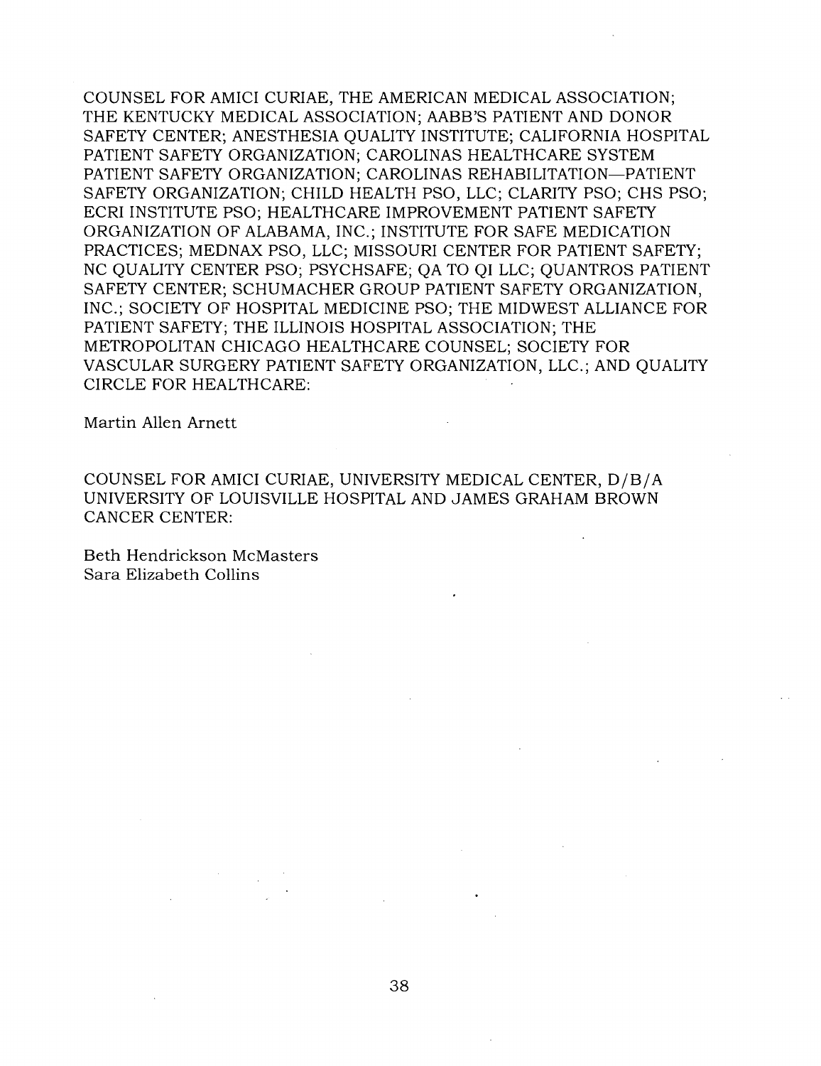COUNSEL FOR AMICI CURIAE, THE AMERICAN MEDICAL ASSOCIATION; THE KENTUCKY MEDICAL ASSOCIATION; AABB'S PATIENT AND DONOR SAFETY CENTER; ANESTHESIA QUALITY INSTITUTE; CALIFORNIA HOSPITAL PATIENT SAFETY ORGANIZATION; CAROLINAS HEALTHCARE SYSTEM PATIENT SAFETY ORGANIZATION; CAROLINAS REHABILITATION—PATIENT SAFETY ORGANIZATION; CHILD HEALTH PSO, LLC; CLARITY PSO; CHS PSO; ECRI INSTITUTE PSO; HEALTHCARE IMPROVEMENT PATIENT SAFETY ORGANIZATION OF ALABAMA, INC.; INSTITUTE FOR SAFE MEDICATION PRACTICES; MEDNAX PSO, LLC; MISSOURI CENTER FOR PATIENT SAFETY; NC QUALITY CENTER PSO; PSYCHSAFE; QA TO QI LLC; QUANTROS PATIENT SAFETY CENTER; SCHUMACHER GROUP PATIENT SAFETY ORGANIZATION, INC.; SOCIETY OF HOSPITAL MEDICINE PSO; THE MIDWEST ALLIANCE FOR PATIENT SAFETY; THE ILLINOIS HOSPITAL ASSOCIATION; THE METROPOLITAN CHICAGO HEALTHCARE COUNSEL; SOCIETY FOR VASCULAR SURGERY PATIENT SAFETY ORGANIZATION, LLC.; AND QUALITY CIRCLE FOR HEALTHCARE:

Martin Allen Arnett

COUNSEL FOR AMICI CURIAE, UNIVERSITY MEDICAL CENTER, D/B/A UNIVERSITY OF LOUISVILLE HOSPITAL AND JAMES GRAHAM BROWN CANCER CENTER:

Beth Hendrickson McMasters
Sara Elizabeth Collins